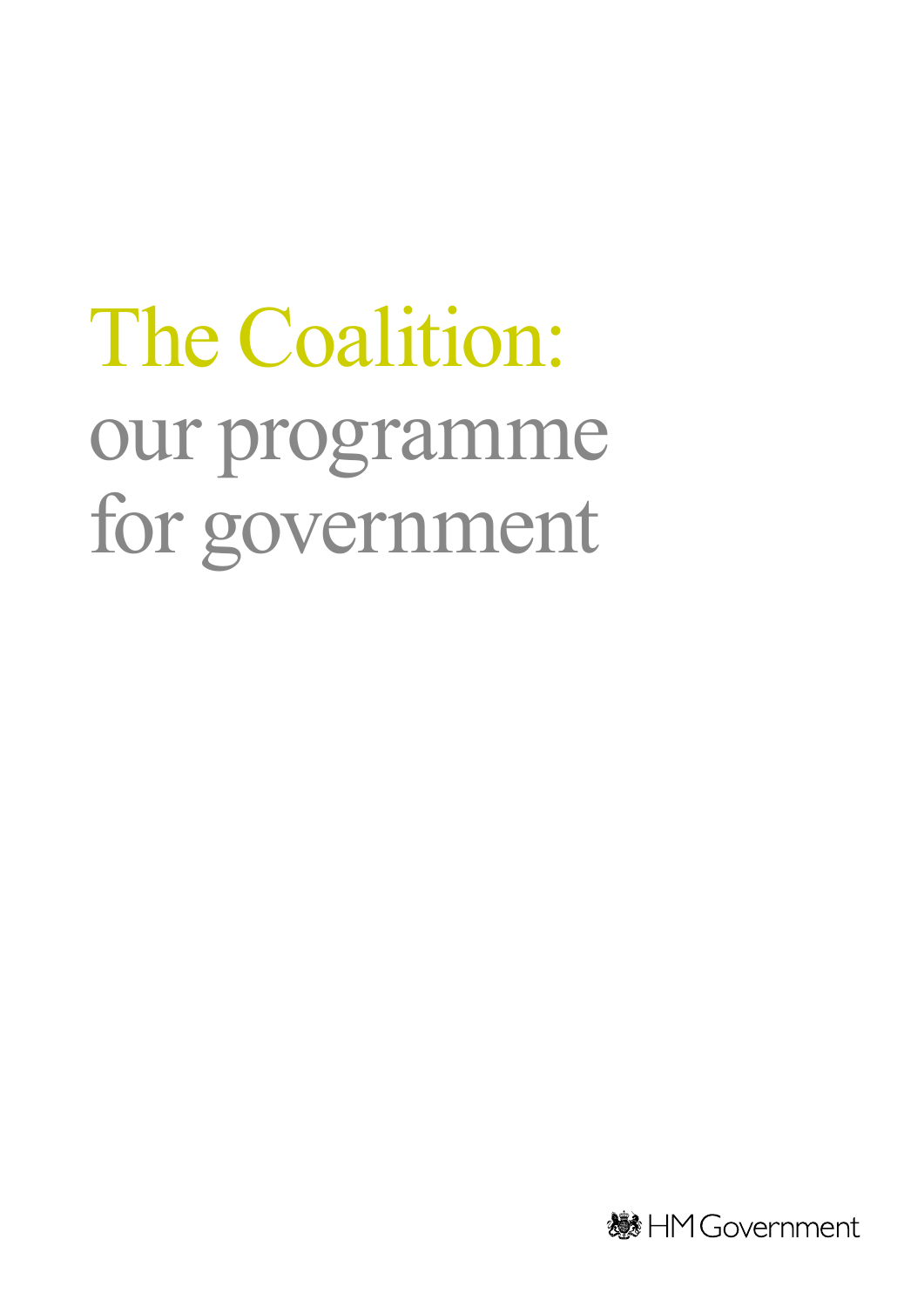# The Coalition: our programme for government

HM Government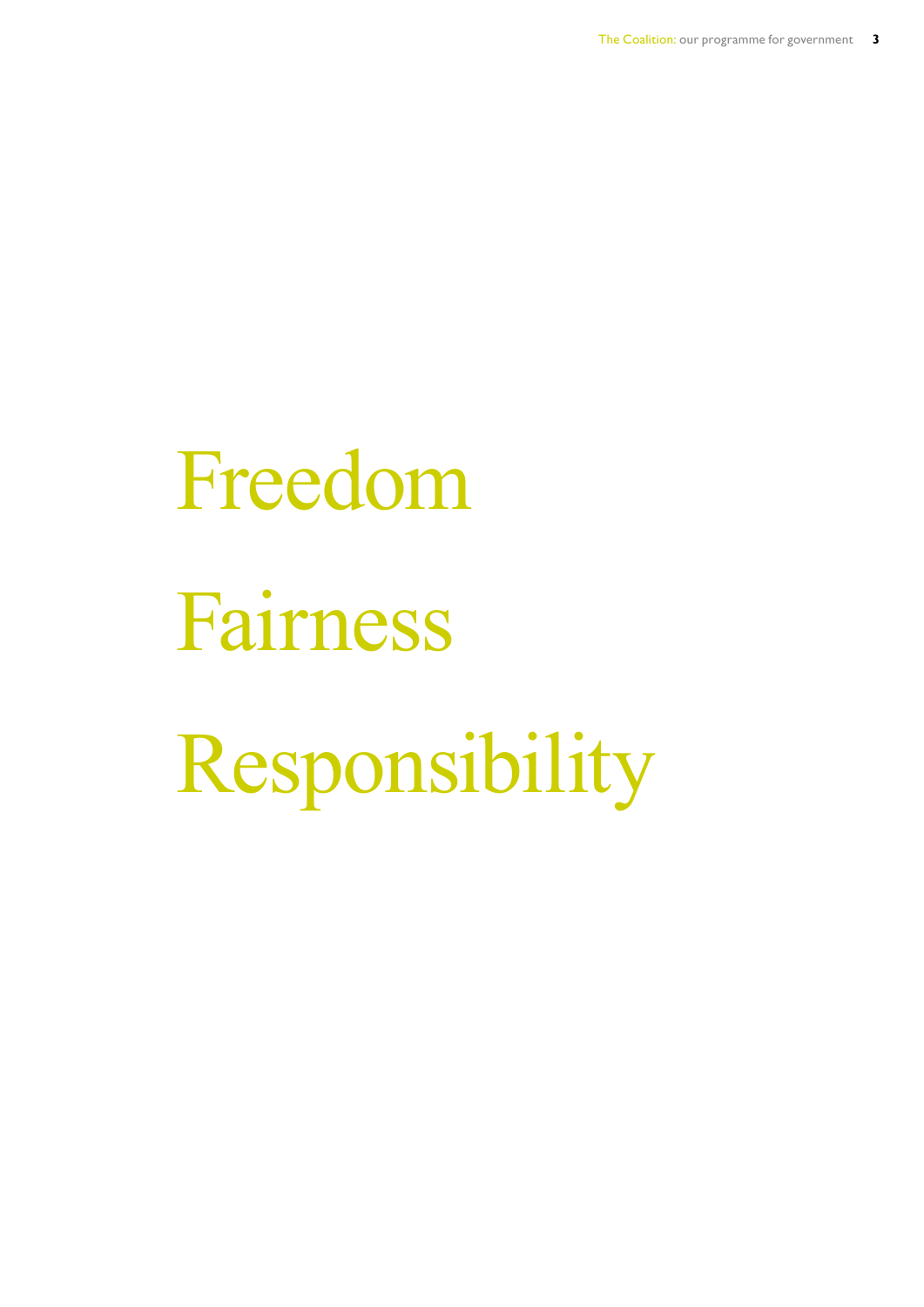Freedom

Fairness

Responsibility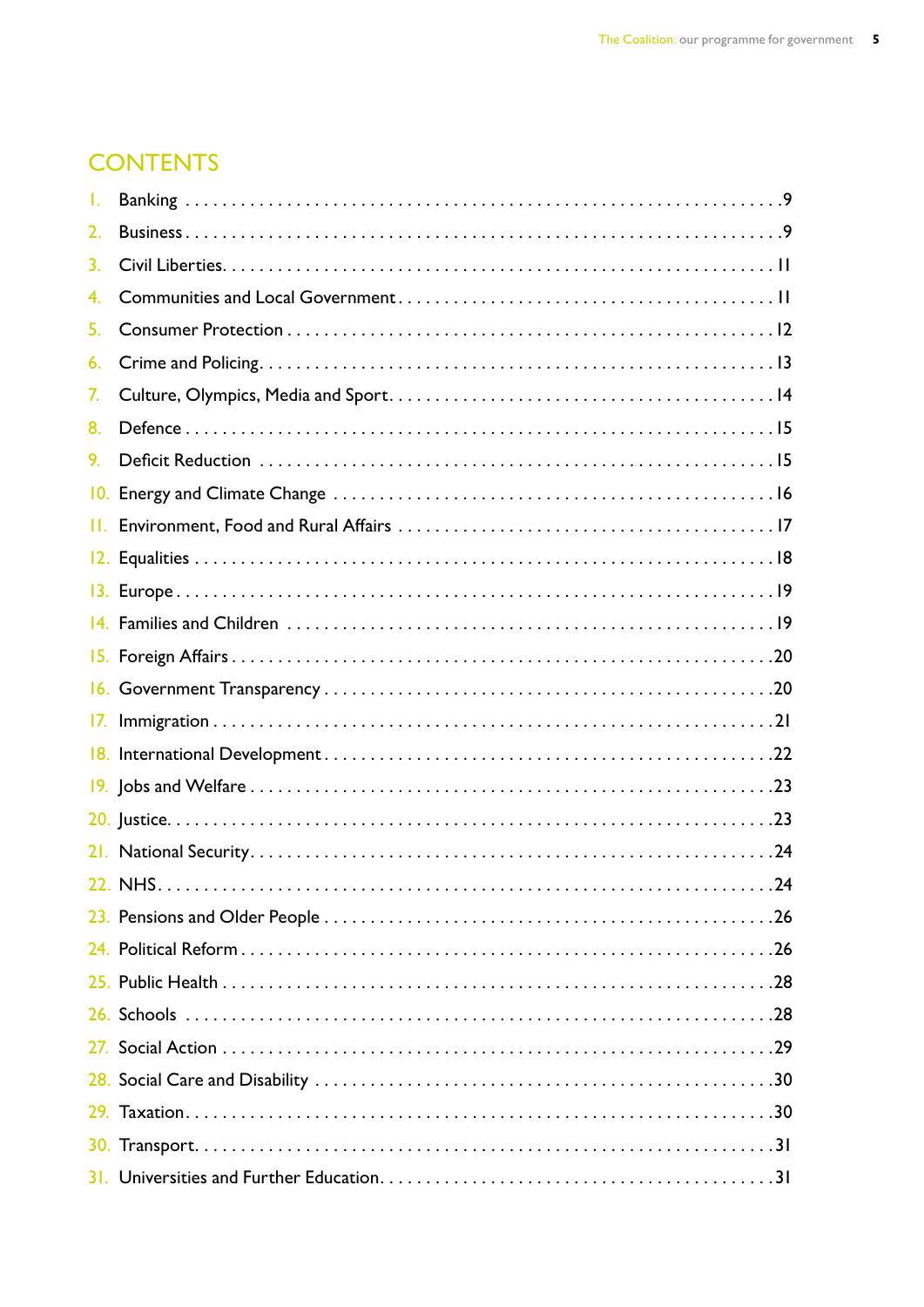# CONTENTS

1. Banking . . . . . . . . . . . . . . . . . . . . . . . . . . . . . . . . . . . . . . . . . . . . . . . . . . . . . . . . . . . . . 9
2. Business . . . . . . . . . . . . . . . . . . . . . . . . . . . . . . . . . . . . . . . . . . . . . . . . . . . . . . . . . . . . . 9
3. Civil Liberties . . . . . . . . . . . . . . . . . . . . . . . . . . . . . . . . . . . . . . . . . . . . . . . . . . . . . . . . . 11
4. Communities and Local Government . . . . . . . . . . . . . . . . . . . . . . . . . . . . . . . . . . . . . 11
5. Consumer Protection . . . . . . . . . . . . . . . . . . . . . . . . . . . . . . . . . . . . . . . . . . . . . . . . . 12
6. Crime and Policing . . . . . . . . . . . . . . . . . . . . . . . . . . . . . . . . . . . . . . . . . . . . . . . . . . 13
7. Culture, Olympics, Media and Sport . . . . . . . . . . . . . . . . . . . . . . . . . . . . . . . . . . . . . 14
8. Defence . . . . . . . . . . . . . . . . . . . . . . . . . . . . . . . . . . . . . . . . . . . . . . . . . . . . . . . . . . . 15
9. Deficit Reduction . . . . . . . . . . . . . . . . . . . . . . . . . . . . . . . . . . . . . . . . . . . . . . . . . . . 15
10. Energy and Climate Change . . . . . . . . . . . . . . . . . . . . . . . . . . . . . . . . . . . . . . . . . . . 16
11. Environment, Food and Rural Affairs . . . . . . . . . . . . . . . . . . . . . . . . . . . . . . . . . . . . 17
12. Equalities . . . . . . . . . . . . . . . . . . . . . . . . . . . . . . . . . . . . . . . . . . . . . . . . . . . . . . . . . 18
13. Europe . . . . . . . . . . . . . . . . . . . . . . . . . . . . . . . . . . . . . . . . . . . . . . . . . . . . . . . . . . . 19
14. Families and Children . . . . . . . . . . . . . . . . . . . . . . . . . . . . . . . . . . . . . . . . . . . . . . . 19
15. Foreign Affairs . . . . . . . . . . . . . . . . . . . . . . . . . . . . . . . . . . . . . . . . . . . . . . . . . . . . . 20
16. Government Transparency . . . . . . . . . . . . . . . . . . . . . . . . . . . . . . . . . . . . . . . . . . . . 20
17. Immigration . . . . . . . . . . . . . . . . . . . . . . . . . . . . . . . . . . . . . . . . . . . . . . . . . . . . . . . 21
18. International Development . . . . . . . . . . . . . . . . . . . . . . . . . . . . . . . . . . . . . . . . . . . 22
19. Jobs and Welfare . . . . . . . . . . . . . . . . . . . . . . . . . . . . . . . . . . . . . . . . . . . . . . . . . . . 23
20. Justice . . . . . . . . . . . . . . . . . . . . . . . . . . . . . . . . . . . . . . . . . . . . . . . . . . . . . . . . . . . 23
21. National Security . . . . . . . . . . . . . . . . . . . . . . . . . . . . . . . . . . . . . . . . . . . . . . . . . . . 24
22. NHS . . . . . . . . . . . . . . . . . . . . . . . . . . . . . . . . . . . . . . . . . . . . . . . . . . . . . . . . . . . . . 24
23. Pensions and Older People . . . . . . . . . . . . . . . . . . . . . . . . . . . . . . . . . . . . . . . . . . . . 26
24. Political Reform . . . . . . . . . . . . . . . . . . . . . . . . . . . . . . . . . . . . . . . . . . . . . . . . . . . . 26
25. Public Health . . . . . . . . . . . . . . . . . . . . . . . . . . . . . . . . . . . . . . . . . . . . . . . . . . . . . . 28
26. Schools . . . . . . . . . . . . . . . . . . . . . . . . . . . . . . . . . . . . . . . . . . . . . . . . . . . . . . . . . . 28
27. Social Action . . . . . . . . . . . . . . . . . . . . . . . . . . . . . . . . . . . . . . . . . . . . . . . . . . . . . . 29
28. Social Care and Disability . . . . . . . . . . . . . . . . . . . . . . . . . . . . . . . . . . . . . . . . . . . . . 30
29. Taxation . . . . . . . . . . . . . . . . . . . . . . . . . . . . . . . . . . . . . . . . . . . . . . . . . . . . . . . . . . 30
30. Transport . . . . . . . . . . . . . . . . . . . . . . . . . . . . . . . . . . . . . . . . . . . . . . . . . . . . . . . . . 31
31. Universities and Further Education . . . . . . . . . . . . . . . . . . . . . . . . . . . . . . . . . . . . . 31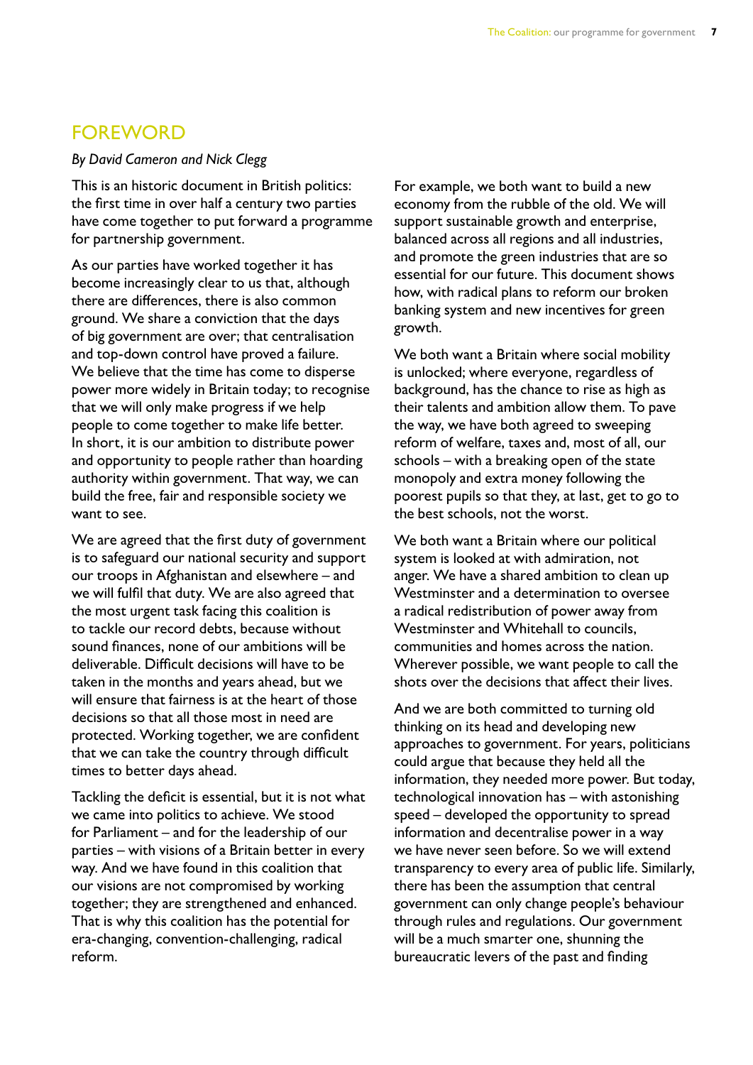## FOREWORD

*By David Cameron and Nick Clegg*

This is an historic document in British politics: the first time in over half a century two parties have come together to put forward a programme for partnership government.

As our parties have worked together it has become increasingly clear to us that, although there are differences, there is also common ground. We share a conviction that the days of big government are over; that centralisation and top-down control have proved a failure. We believe that the time has come to disperse power more widely in Britain today; to recognise that we will only make progress if we help people to come together to make life better. In short, it is our ambition to distribute power and opportunity to people rather than hoarding authority within government. That way, we can build the free, fair and responsible society we want to see.

We are agreed that the first duty of government is to safeguard our national security and support our troops in Afghanistan and elsewhere – and we will fulfil that duty. We are also agreed that the most urgent task facing this coalition is to tackle our record debts, because without sound finances, none of our ambitions will be deliverable. Difficult decisions will have to be taken in the months and years ahead, but we will ensure that fairness is at the heart of those decisions so that all those most in need are protected. Working together, we are confident that we can take the country through difficult times to better days ahead.

Tackling the deficit is essential, but it is not what we came into politics to achieve. We stood for Parliament – and for the leadership of our parties – with visions of a Britain better in every way. And we have found in this coalition that our visions are not compromised by working together; they are strengthened and enhanced. That is why this coalition has the potential for era-changing, convention-challenging, radical reform.

For example, we both want to build a new economy from the rubble of the old. We will support sustainable growth and enterprise, balanced across all regions and all industries, and promote the green industries that are so essential for our future. This document shows how, with radical plans to reform our broken banking system and new incentives for green growth.

We both want a Britain where social mobility is unlocked; where everyone, regardless of background, has the chance to rise as high as their talents and ambition allow them. To pave the way, we have both agreed to sweeping reform of welfare, taxes and, most of all, our schools – with a breaking open of the state monopoly and extra money following the poorest pupils so that they, at last, get to go to the best schools, not the worst.

We both want a Britain where our political system is looked at with admiration, not anger. We have a shared ambition to clean up Westminster and a determination to oversee a radical redistribution of power away from Westminster and Whitehall to councils, communities and homes across the nation. Wherever possible, we want people to call the shots over the decisions that affect their lives.

And we are both committed to turning old thinking on its head and developing new approaches to government. For years, politicians could argue that because they held all the information, they needed more power. But today, technological innovation has – with astonishing speed – developed the opportunity to spread information and decentralise power in a way we have never seen before. So we will extend transparency to every area of public life. Similarly, there has been the assumption that central government can only change people's behaviour through rules and regulations. Our government will be a much smarter one, shunning the bureaucratic levers of the past and finding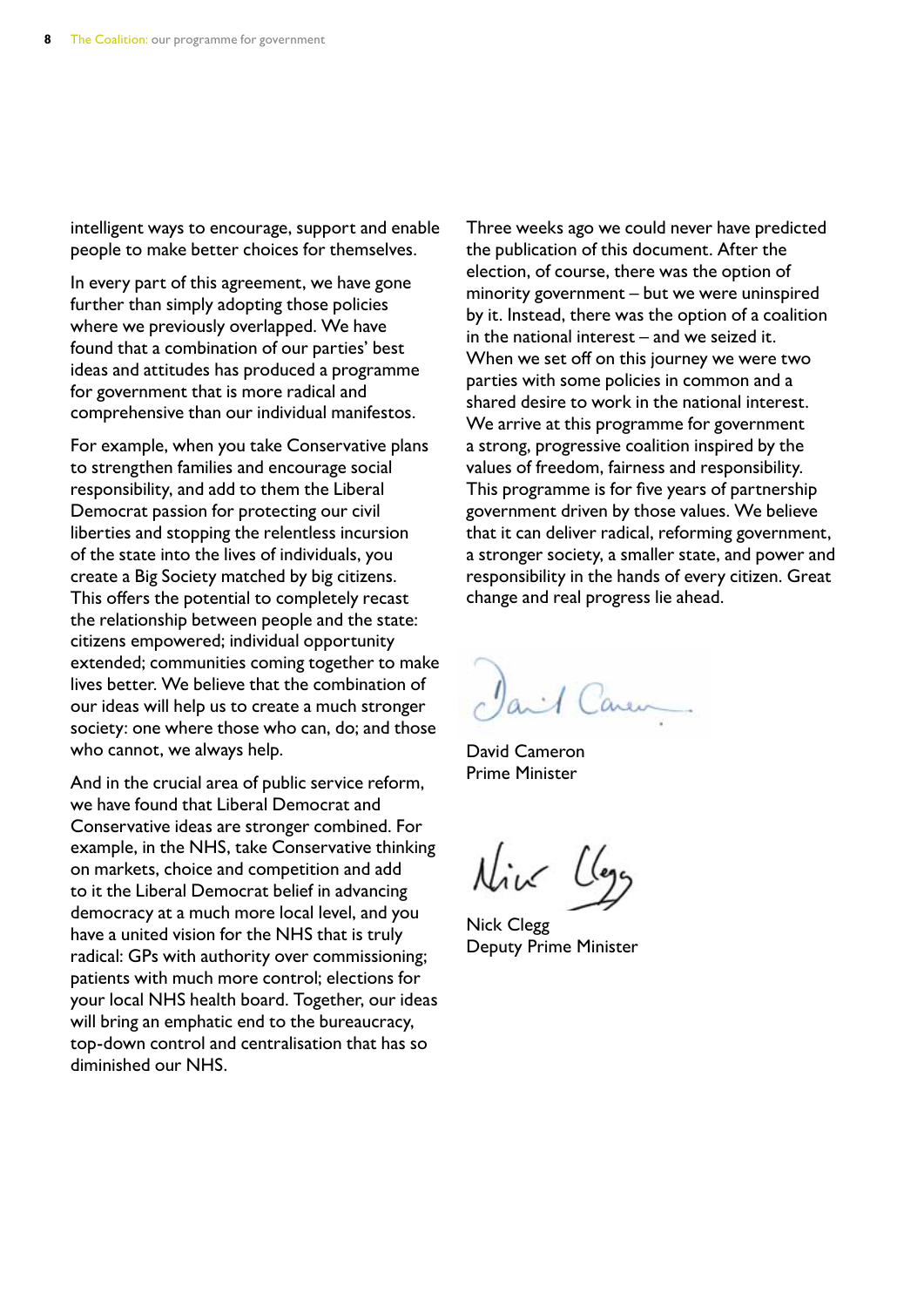intelligent ways to encourage, support and enable people to make better choices for themselves.

In every part of this agreement, we have gone further than simply adopting those policies where we previously overlapped. We have found that a combination of our parties' best ideas and attitudes has produced a programme for government that is more radical and comprehensive than our individual manifestos.

For example, when you take Conservative plans to strengthen families and encourage social responsibility, and add to them the Liberal Democrat passion for protecting our civil liberties and stopping the relentless incursion of the state into the lives of individuals, you create a Big Society matched by big citizens. This offers the potential to completely recast the relationship between people and the state: citizens empowered; individual opportunity extended; communities coming together to make lives better. We believe that the combination of our ideas will help us to create a much stronger society: one where those who can, do; and those who cannot, we always help.

And in the crucial area of public service reform, we have found that Liberal Democrat and Conservative ideas are stronger combined. For example, in the NHS, take Conservative thinking on markets, choice and competition and add to it the Liberal Democrat belief in advancing democracy at a much more local level, and you have a united vision for the NHS that is truly radical: GPs with authority over commissioning; patients with much more control; elections for your local NHS health board. Together, our ideas will bring an emphatic end to the bureaucracy, top-down control and centralisation that has so diminished our NHS.

Three weeks ago we could never have predicted the publication of this document. After the election, of course, there was the option of minority government – but we were uninspired by it. Instead, there was the option of a coalition in the national interest – and we seized it. When we set off on this journey we were two parties with some policies in common and a shared desire to work in the national interest. We arrive at this programme for government a strong, progressive coalition inspired by the values of freedom, fairness and responsibility. This programme is for five years of partnership government driven by those values. We believe that it can deliver radical, reforming government, a stronger society, a smaller state, and power and responsibility in the hands of every citizen. Great change and real progress lie ahead.

David Cameron
Prime Minister

Nick Clegg
Deputy Prime Minister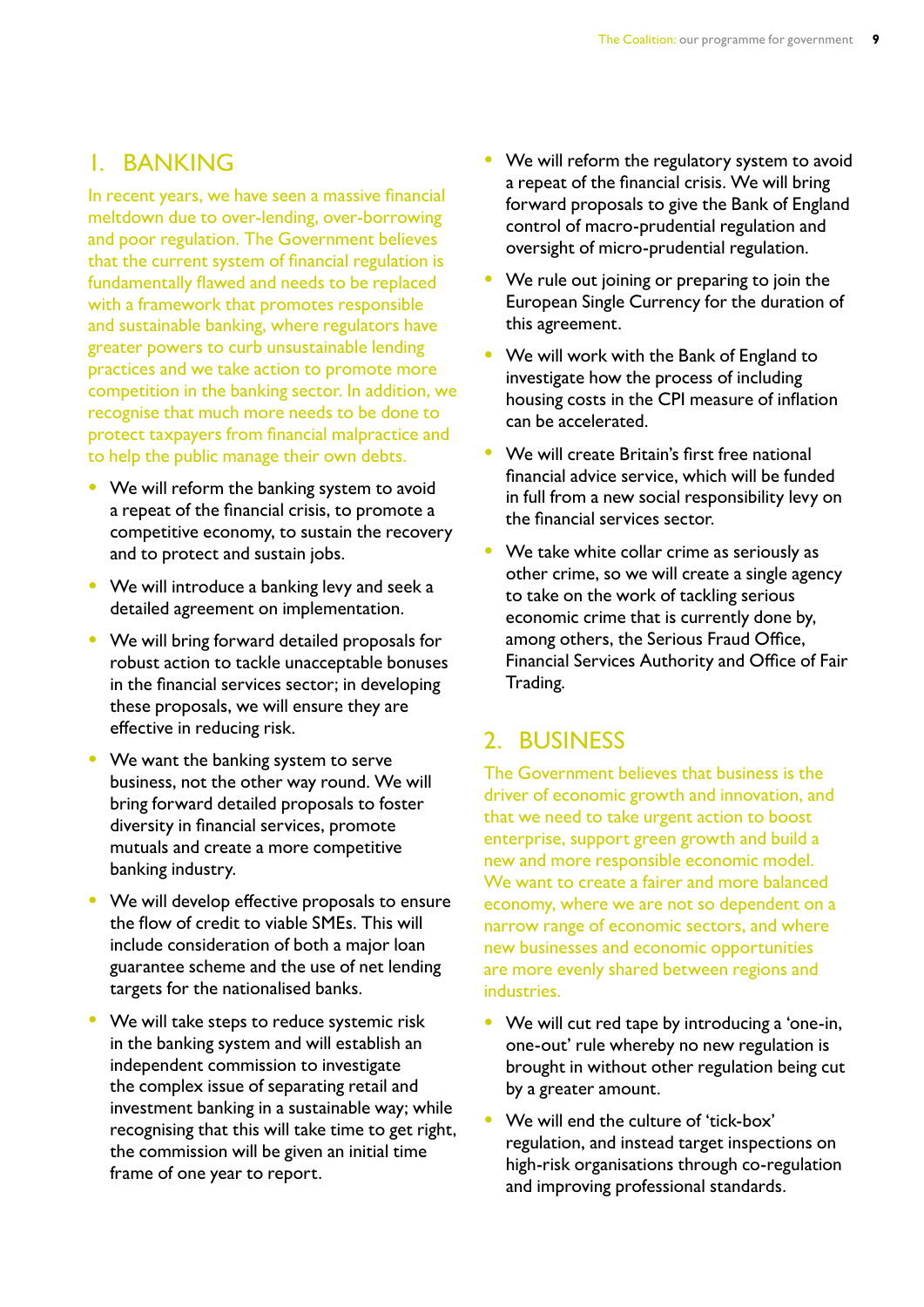## 1. BANKING

In recent years, we have seen a massive financial meltdown due to over-lending, over-borrowing and poor regulation. The Government believes that the current system of financial regulation is fundamentally flawed and needs to be replaced with a framework that promotes responsible and sustainable banking, where regulators have greater powers to curb unsustainable lending practices and we take action to promote more competition in the banking sector. In addition, we recognise that much more needs to be done to protect taxpayers from financial malpractice and to help the public manage their own debts.

- We will reform the banking system to avoid a repeat of the financial crisis, to promote a competitive economy, to sustain the recovery and to protect and sustain jobs.
- We will introduce a banking levy and seek a detailed agreement on implementation.
- We will bring forward detailed proposals for robust action to tackle unacceptable bonuses in the financial services sector; in developing these proposals, we will ensure they are effective in reducing risk.
- We want the banking system to serve business, not the other way round. We will bring forward detailed proposals to foster diversity in financial services, promote mutuals and create a more competitive banking industry.
- We will develop effective proposals to ensure the flow of credit to viable SMEs. This will include consideration of both a major loan guarantee scheme and the use of net lending targets for the nationalised banks.
- We will take steps to reduce systemic risk in the banking system and will establish an independent commission to investigate the complex issue of separating retail and investment banking in a sustainable way; while recognising that this will take time to get right, the commission will be given an initial time frame of one year to report.
- We will reform the regulatory system to avoid a repeat of the financial crisis. We will bring forward proposals to give the Bank of England control of macro-prudential regulation and oversight of micro-prudential regulation.
- We rule out joining or preparing to join the European Single Currency for the duration of this agreement.
- We will work with the Bank of England to investigate how the process of including housing costs in the CPI measure of inflation can be accelerated.
- We will create Britain's first free national financial advice service, which will be funded in full from a new social responsibility levy on the financial services sector.
- We take white collar crime as seriously as other crime, so we will create a single agency to take on the work of tackling serious economic crime that is currently done by, among others, the Serious Fraud Office, Financial Services Authority and Office of Fair Trading.

## 2. BUSINESS

The Government believes that business is the driver of economic growth and innovation, and that we need to take urgent action to boost enterprise, support green growth and build a new and more responsible economic model. We want to create a fairer and more balanced economy, where we are not so dependent on a narrow range of economic sectors, and where new businesses and economic opportunities are more evenly shared between regions and industries.

- We will cut red tape by introducing a 'one-in, one-out' rule whereby no new regulation is brought in without other regulation being cut by a greater amount.
- We will end the culture of 'tick-box' regulation, and instead target inspections on high-risk organisations through co-regulation and improving professional standards.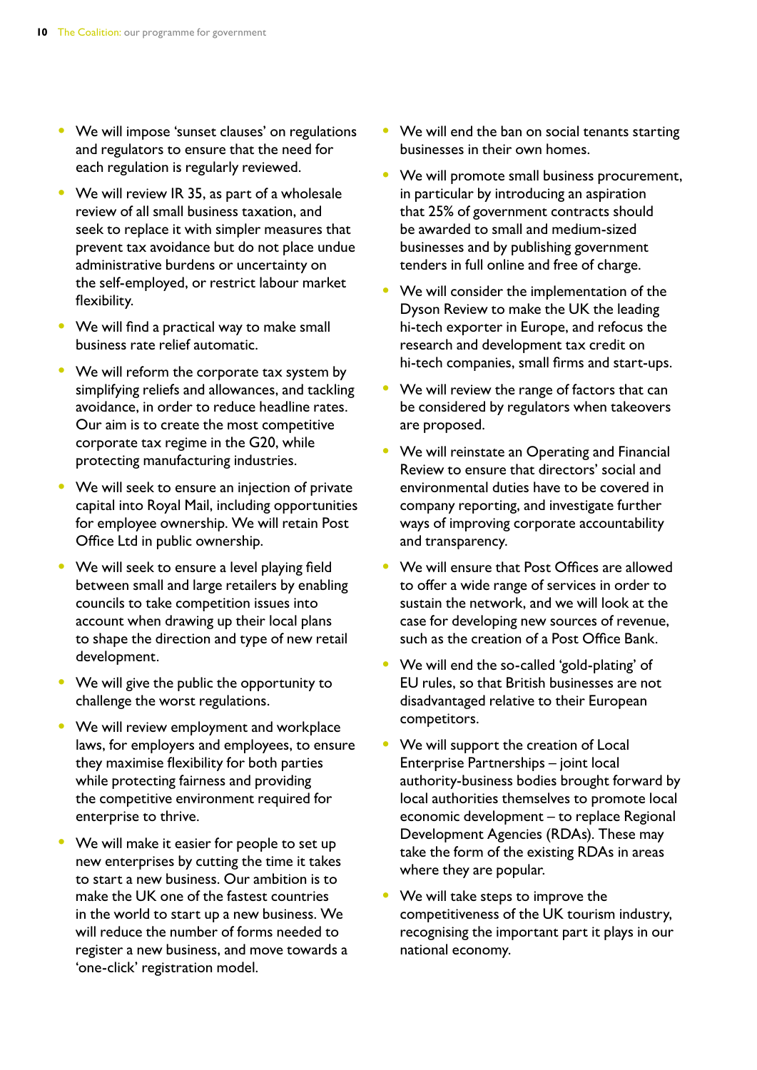- We will impose 'sunset clauses' on regulations and regulators to ensure that the need for each regulation is regularly reviewed.
- We will review IR 35, as part of a wholesale review of all small business taxation, and seek to replace it with simpler measures that prevent tax avoidance but do not place undue administrative burdens or uncertainty on the self-employed, or restrict labour market flexibility.
- We will find a practical way to make small business rate relief automatic.
- We will reform the corporate tax system by simplifying reliefs and allowances, and tackling avoidance, in order to reduce headline rates. Our aim is to create the most competitive corporate tax regime in the G20, while protecting manufacturing industries.
- We will seek to ensure an injection of private capital into Royal Mail, including opportunities for employee ownership. We will retain Post Office Ltd in public ownership.
- We will seek to ensure a level playing field between small and large retailers by enabling councils to take competition issues into account when drawing up their local plans to shape the direction and type of new retail development.
- We will give the public the opportunity to challenge the worst regulations.
- We will review employment and workplace laws, for employers and employees, to ensure they maximise flexibility for both parties while protecting fairness and providing the competitive environment required for enterprise to thrive.
- We will make it easier for people to set up new enterprises by cutting the time it takes to start a new business. Our ambition is to make the UK one of the fastest countries in the world to start up a new business. We will reduce the number of forms needed to register a new business, and move towards a 'one-click' registration model.
- We will end the ban on social tenants starting businesses in their own homes.
- We will promote small business procurement, in particular by introducing an aspiration that 25% of government contracts should be awarded to small and medium-sized businesses and by publishing government tenders in full online and free of charge.
- We will consider the implementation of the Dyson Review to make the UK the leading hi-tech exporter in Europe, and refocus the research and development tax credit on hi-tech companies, small firms and start-ups.
- We will review the range of factors that can be considered by regulators when takeovers are proposed.
- We will reinstate an Operating and Financial Review to ensure that directors' social and environmental duties have to be covered in company reporting, and investigate further ways of improving corporate accountability and transparency.
- We will ensure that Post Offices are allowed to offer a wide range of services in order to sustain the network, and we will look at the case for developing new sources of revenue, such as the creation of a Post Office Bank.
- We will end the so-called 'gold-plating' of EU rules, so that British businesses are not disadvantaged relative to their European competitors.
- We will support the creation of Local Enterprise Partnerships – joint local authority-business bodies brought forward by local authorities themselves to promote local economic development – to replace Regional Development Agencies (RDAs). These may take the form of the existing RDAs in areas where they are popular.
- We will take steps to improve the competitiveness of the UK tourism industry, recognising the important part it plays in our national economy.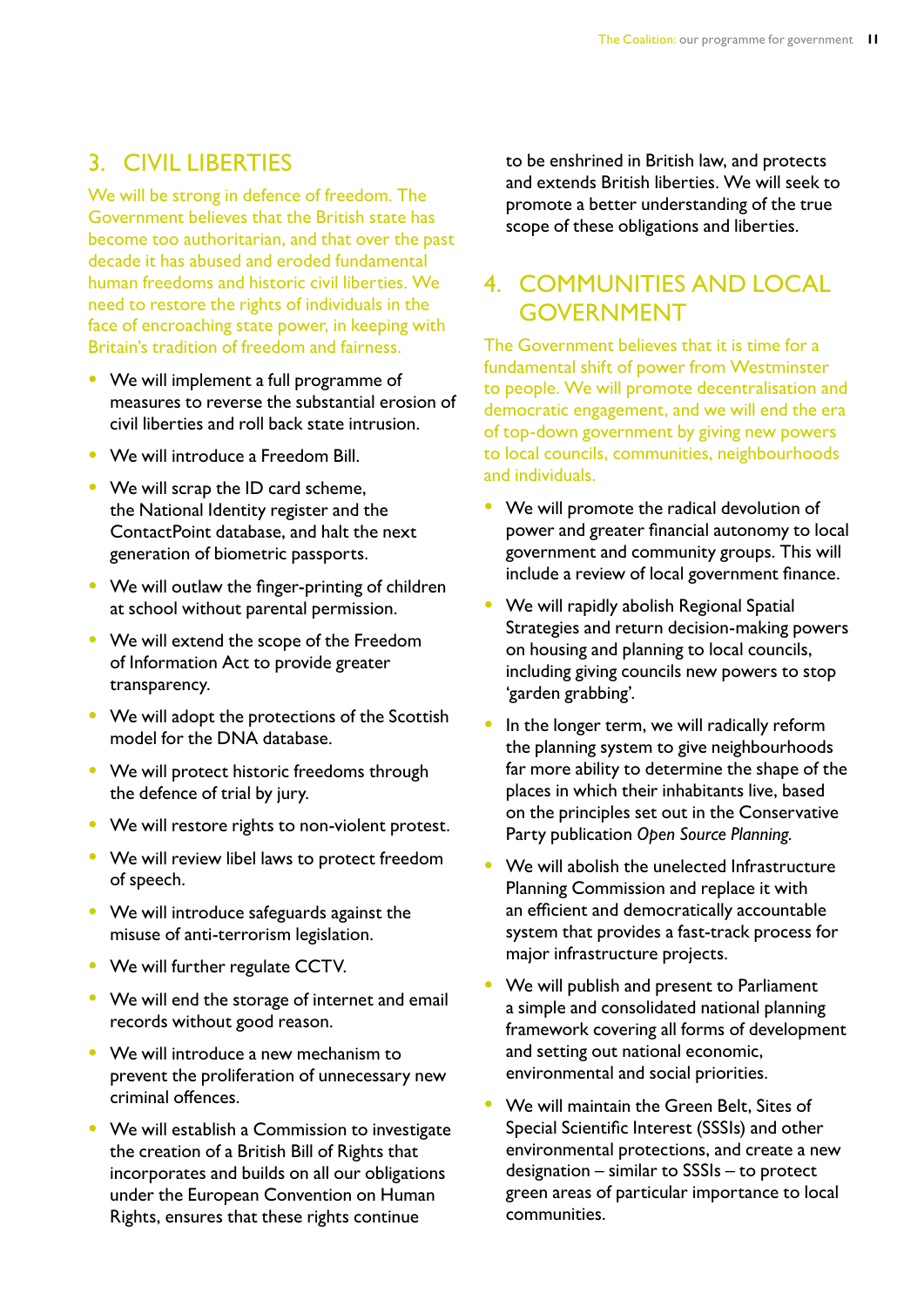## 3. CIVIL LIBERTIES

We will be strong in defence of freedom. The Government believes that the British state has become too authoritarian, and that over the past decade it has abused and eroded fundamental human freedoms and historic civil liberties. We need to restore the rights of individuals in the face of encroaching state power, in keeping with Britain's tradition of freedom and fairness.

- We will implement a full programme of measures to reverse the substantial erosion of civil liberties and roll back state intrusion.
- We will introduce a Freedom Bill.
- We will scrap the ID card scheme, the National Identity register and the ContactPoint database, and halt the next generation of biometric passports.
- We will outlaw the finger-printing of children at school without parental permission.
- We will extend the scope of the Freedom of Information Act to provide greater transparency.
- We will adopt the protections of the Scottish model for the DNA database.
- We will protect historic freedoms through the defence of trial by jury.
- We will restore rights to non-violent protest.
- We will review libel laws to protect freedom of speech.
- We will introduce safeguards against the misuse of anti-terrorism legislation.
- We will further regulate CCTV.
- We will end the storage of internet and email records without good reason.
- We will introduce a new mechanism to prevent the proliferation of unnecessary new criminal offences.
- We will establish a Commission to investigate the creation of a British Bill of Rights that incorporates and builds on all our obligations under the European Convention on Human Rights, ensures that these rights continue to be enshrined in British law, and protects and extends British liberties. We will seek to promote a better understanding of the true scope of these obligations and liberties.

## 4. COMMUNITIES AND LOCAL GOVERNMENT

The Government believes that it is time for a fundamental shift of power from Westminster to people. We will promote decentralisation and democratic engagement, and we will end the era of top-down government by giving new powers to local councils, communities, neighbourhoods and individuals.

- We will promote the radical devolution of power and greater financial autonomy to local government and community groups. This will include a review of local government finance.
- We will rapidly abolish Regional Spatial Strategies and return decision-making powers on housing and planning to local councils, including giving councils new powers to stop 'garden grabbing'.
- In the longer term, we will radically reform the planning system to give neighbourhoods far more ability to determine the shape of the places in which their inhabitants live, based on the principles set out in the Conservative Party publication *Open Source Planning*.
- We will abolish the unelected Infrastructure Planning Commission and replace it with an efficient and democratically accountable system that provides a fast-track process for major infrastructure projects.
- We will publish and present to Parliament a simple and consolidated national planning framework covering all forms of development and setting out national economic, environmental and social priorities.
- We will maintain the Green Belt, Sites of Special Scientific Interest (SSSIs) and other environmental protections, and create a new designation – similar to SSSIs – to protect green areas of particular importance to local communities.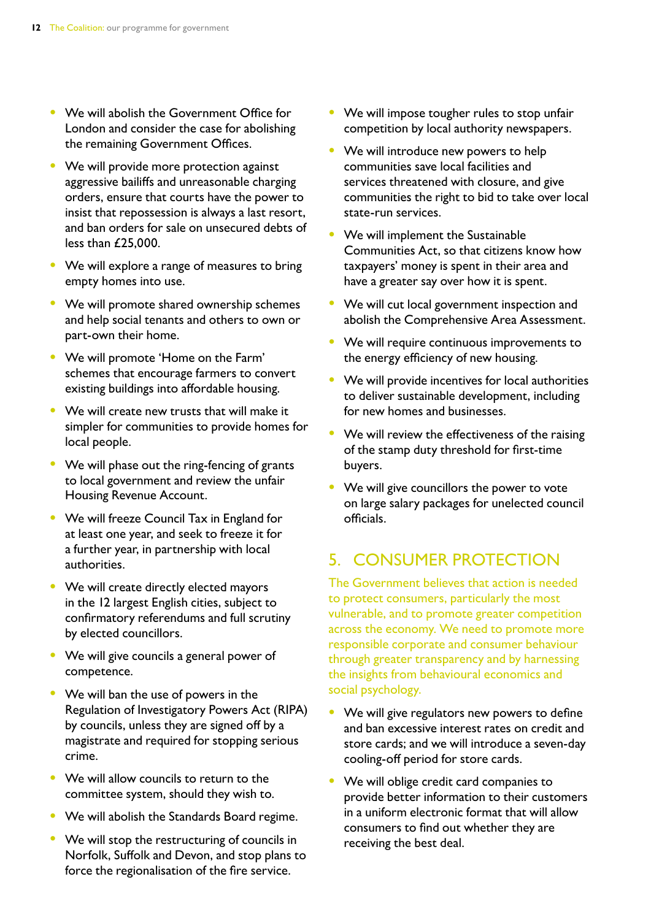- We will abolish the Government Office for London and consider the case for abolishing the remaining Government Offices.
- We will provide more protection against aggressive bailiffs and unreasonable charging orders, ensure that courts have the power to insist that repossession is always a last resort, and ban orders for sale on unsecured debts of less than £25,000.
- We will explore a range of measures to bring empty homes into use.
- We will promote shared ownership schemes and help social tenants and others to own or part-own their home.
- We will promote 'Home on the Farm' schemes that encourage farmers to convert existing buildings into affordable housing.
- We will create new trusts that will make it simpler for communities to provide homes for local people.
- We will phase out the ring-fencing of grants to local government and review the unfair Housing Revenue Account.
- We will freeze Council Tax in England for at least one year, and seek to freeze it for a further year, in partnership with local authorities.
- We will create directly elected mayors in the 12 largest English cities, subject to confirmatory referendums and full scrutiny by elected councillors.
- We will give councils a general power of competence.
- We will ban the use of powers in the Regulation of Investigatory Powers Act (RIPA) by councils, unless they are signed off by a magistrate and required for stopping serious crime.
- We will allow councils to return to the committee system, should they wish to.
- We will abolish the Standards Board regime.
- We will stop the restructuring of councils in Norfolk, Suffolk and Devon, and stop plans to force the regionalisation of the fire service.
- We will impose tougher rules to stop unfair competition by local authority newspapers.
- We will introduce new powers to help communities save local facilities and services threatened with closure, and give communities the right to bid to take over local state-run services.
- We will implement the Sustainable Communities Act, so that citizens know how taxpayers' money is spent in their area and have a greater say over how it is spent.
- We will cut local government inspection and abolish the Comprehensive Area Assessment.
- We will require continuous improvements to the energy efficiency of new housing.
- We will provide incentives for local authorities to deliver sustainable development, including for new homes and businesses.
- We will review the effectiveness of the raising of the stamp duty threshold for first-time buyers.
- We will give councillors the power to vote on large salary packages for unelected council officials.

## 5. CONSUMER PROTECTION

The Government believes that action is needed to protect consumers, particularly the most vulnerable, and to promote greater competition across the economy. We need to promote more responsible corporate and consumer behaviour through greater transparency and by harnessing the insights from behavioural economics and social psychology.

- We will give regulators new powers to define and ban excessive interest rates on credit and store cards; and we will introduce a seven-day cooling-off period for store cards.
- We will oblige credit card companies to provide better information to their customers in a uniform electronic format that will allow consumers to find out whether they are receiving the best deal.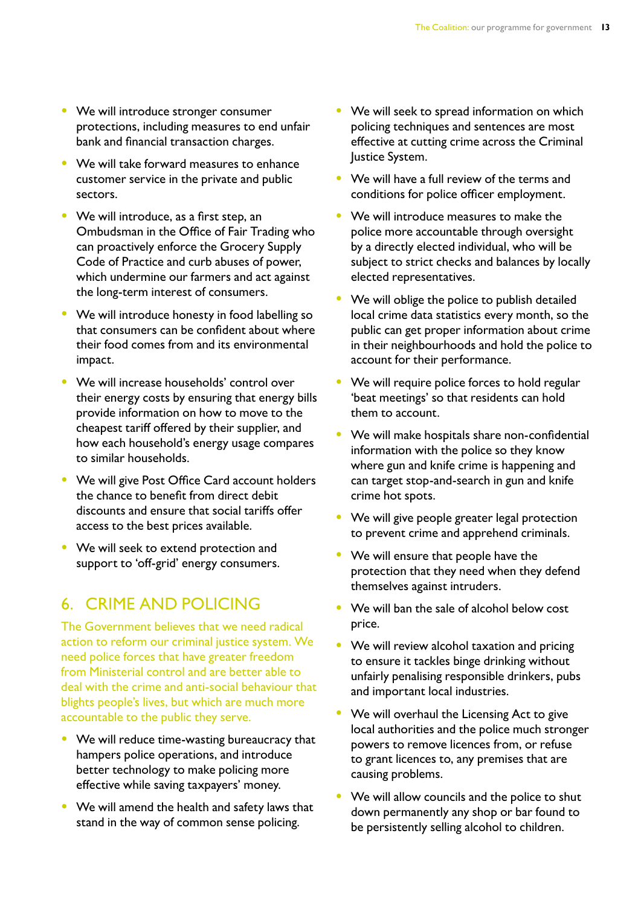- We will introduce stronger consumer protections, including measures to end unfair bank and financial transaction charges.
- We will take forward measures to enhance customer service in the private and public sectors.
- We will introduce, as a first step, an Ombudsman in the Office of Fair Trading who can proactively enforce the Grocery Supply Code of Practice and curb abuses of power, which undermine our farmers and act against the long-term interest of consumers.
- We will introduce honesty in food labelling so that consumers can be confident about where their food comes from and its environmental impact.
- We will increase households' control over their energy costs by ensuring that energy bills provide information on how to move to the cheapest tariff offered by their supplier, and how each household's energy usage compares to similar households.
- We will give Post Office Card account holders the chance to benefit from direct debit discounts and ensure that social tariffs offer access to the best prices available.
- We will seek to extend protection and support to 'off-grid' energy consumers.

## 6. CRIME AND POLICING

The Government believes that we need radical action to reform our criminal justice system. We need police forces that have greater freedom from Ministerial control and are better able to deal with the crime and anti-social behaviour that blights people's lives, but which are much more accountable to the public they serve.

- We will reduce time-wasting bureaucracy that hampers police operations, and introduce better technology to make policing more effective while saving taxpayers' money.
- We will amend the health and safety laws that stand in the way of common sense policing.
- We will seek to spread information on which policing techniques and sentences are most effective at cutting crime across the Criminal Justice System.
- We will have a full review of the terms and conditions for police officer employment.
- We will introduce measures to make the police more accountable through oversight by a directly elected individual, who will be subject to strict checks and balances by locally elected representatives.
- We will oblige the police to publish detailed local crime data statistics every month, so the public can get proper information about crime in their neighbourhoods and hold the police to account for their performance.
- We will require police forces to hold regular 'beat meetings' so that residents can hold them to account.
- We will make hospitals share non-confidential information with the police so they know where gun and knife crime is happening and can target stop-and-search in gun and knife crime hot spots.
- We will give people greater legal protection to prevent crime and apprehend criminals.
- We will ensure that people have the protection that they need when they defend themselves against intruders.
- We will ban the sale of alcohol below cost price.
- We will review alcohol taxation and pricing to ensure it tackles binge drinking without unfairly penalising responsible drinkers, pubs and important local industries.
- We will overhaul the Licensing Act to give local authorities and the police much stronger powers to remove licences from, or refuse to grant licences to, any premises that are causing problems.
- We will allow councils and the police to shut down permanently any shop or bar found to be persistently selling alcohol to children.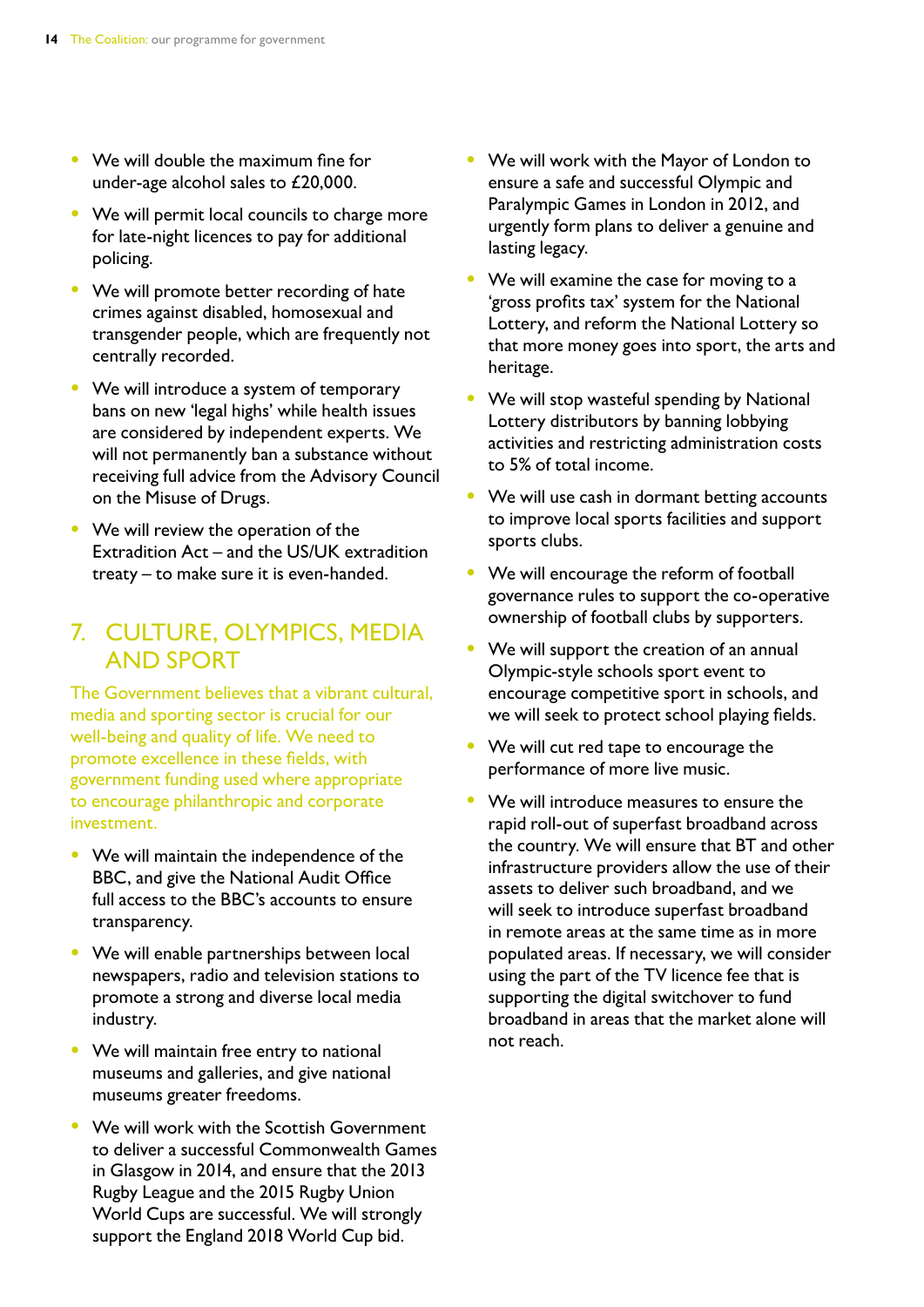- We will double the maximum fine for under-age alcohol sales to £20,000.
- We will permit local councils to charge more for late-night licences to pay for additional policing.
- We will promote better recording of hate crimes against disabled, homosexual and transgender people, which are frequently not centrally recorded.
- We will introduce a system of temporary bans on new 'legal highs' while health issues are considered by independent experts. We will not permanently ban a substance without receiving full advice from the Advisory Council on the Misuse of Drugs.
- We will review the operation of the Extradition Act – and the US/UK extradition treaty – to make sure it is even-handed.

## 7. CULTURE, OLYMPICS, MEDIA AND SPORT

The Government believes that a vibrant cultural, media and sporting sector is crucial for our well-being and quality of life. We need to promote excellence in these fields, with government funding used where appropriate to encourage philanthropic and corporate investment.

- We will maintain the independence of the BBC, and give the National Audit Office full access to the BBC's accounts to ensure transparency.
- We will enable partnerships between local newspapers, radio and television stations to promote a strong and diverse local media industry.
- We will maintain free entry to national museums and galleries, and give national museums greater freedoms.
- We will work with the Scottish Government to deliver a successful Commonwealth Games in Glasgow in 2014, and ensure that the 2013 Rugby League and the 2015 Rugby Union World Cups are successful. We will strongly support the England 2018 World Cup bid.
- We will work with the Mayor of London to ensure a safe and successful Olympic and Paralympic Games in London in 2012, and urgently form plans to deliver a genuine and lasting legacy.
- We will examine the case for moving to a 'gross profits tax' system for the National Lottery, and reform the National Lottery so that more money goes into sport, the arts and heritage.
- We will stop wasteful spending by National Lottery distributors by banning lobbying activities and restricting administration costs to 5% of total income.
- We will use cash in dormant betting accounts to improve local sports facilities and support sports clubs.
- We will encourage the reform of football governance rules to support the co-operative ownership of football clubs by supporters.
- We will support the creation of an annual Olympic-style schools sport event to encourage competitive sport in schools, and we will seek to protect school playing fields.
- We will cut red tape to encourage the performance of more live music.
- We will introduce measures to ensure the rapid roll-out of superfast broadband across the country. We will ensure that BT and other infrastructure providers allow the use of their assets to deliver such broadband, and we will seek to introduce superfast broadband in remote areas at the same time as in more populated areas. If necessary, we will consider using the part of the TV licence fee that is supporting the digital switchover to fund broadband in areas that the market alone will not reach.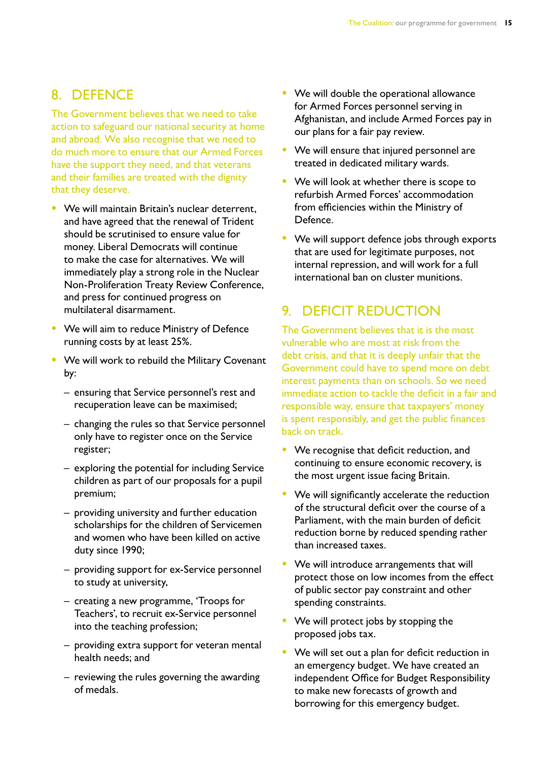## 8. DEFENCE

The Government believes that we need to take action to safeguard our national security at home and abroad. We also recognise that we need to do much more to ensure that our Armed Forces have the support they need, and that veterans and their families are treated with the dignity that they deserve.

- We will maintain Britain's nuclear deterrent, and have agreed that the renewal of Trident should be scrutinised to ensure value for money. Liberal Democrats will continue to make the case for alternatives. We will immediately play a strong role in the Nuclear Non-Proliferation Treaty Review Conference, and press for continued progress on multilateral disarmament.
- We will aim to reduce Ministry of Defence running costs by at least 25%.
- We will work to rebuild the Military Covenant by:
  - ensuring that Service personnel's rest and recuperation leave can be maximised;
  - changing the rules so that Service personnel only have to register once on the Service register;
  - exploring the potential for including Service children as part of our proposals for a pupil premium;
  - providing university and further education scholarships for the children of Servicemen and women who have been killed on active duty since 1990;
  - providing support for ex-Service personnel to study at university,
  - creating a new programme, 'Troops for Teachers', to recruit ex-Service personnel into the teaching profession;
  - providing extra support for veteran mental health needs; and
  - reviewing the rules governing the awarding of medals.
- We will double the operational allowance for Armed Forces personnel serving in Afghanistan, and include Armed Forces pay in our plans for a fair pay review.
- We will ensure that injured personnel are treated in dedicated military wards.
- We will look at whether there is scope to refurbish Armed Forces' accommodation from efficiencies within the Ministry of Defence.
- We will support defence jobs through exports that are used for legitimate purposes, not internal repression, and will work for a full international ban on cluster munitions.

## 9. DEFICIT REDUCTION

The Government believes that it is the most vulnerable who are most at risk from the debt crisis, and that it is deeply unfair that the Government could have to spend more on debt interest payments than on schools. So we need immediate action to tackle the deficit in a fair and responsible way, ensure that taxpayers' money is spent responsibly, and get the public finances back on track.

- We recognise that deficit reduction, and continuing to ensure economic recovery, is the most urgent issue facing Britain.
- We will significantly accelerate the reduction of the structural deficit over the course of a Parliament, with the main burden of deficit reduction borne by reduced spending rather than increased taxes.
- We will introduce arrangements that will protect those on low incomes from the effect of public sector pay constraint and other spending constraints.
- We will protect jobs by stopping the proposed jobs tax.
- We will set out a plan for deficit reduction in an emergency budget. We have created an independent Office for Budget Responsibility to make new forecasts of growth and borrowing for this emergency budget.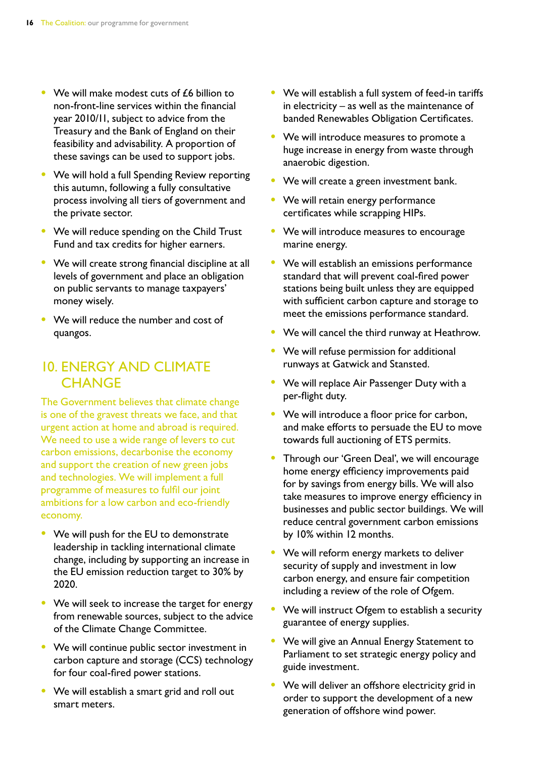- We will make modest cuts of £6 billion to non-front-line services within the financial year 2010/11, subject to advice from the Treasury and the Bank of England on their feasibility and advisability. A proportion of these savings can be used to support jobs.
- We will hold a full Spending Review reporting this autumn, following a fully consultative process involving all tiers of government and the private sector.
- We will reduce spending on the Child Trust Fund and tax credits for higher earners.
- We will create strong financial discipline at all levels of government and place an obligation on public servants to manage taxpayers' money wisely.
- We will reduce the number and cost of quangos.

## 10. ENERGY AND CLIMATE CHANGE

The Government believes that climate change is one of the gravest threats we face, and that urgent action at home and abroad is required. We need to use a wide range of levers to cut carbon emissions, decarbonise the economy and support the creation of new green jobs and technologies. We will implement a full programme of measures to fulfil our joint ambitions for a low carbon and eco-friendly economy.

- We will push for the EU to demonstrate leadership in tackling international climate change, including by supporting an increase in the EU emission reduction target to 30% by 2020.
- We will seek to increase the target for energy from renewable sources, subject to the advice of the Climate Change Committee.
- We will continue public sector investment in carbon capture and storage (CCS) technology for four coal-fired power stations.
- We will establish a smart grid and roll out smart meters.
- We will establish a full system of feed-in tariffs in electricity – as well as the maintenance of banded Renewables Obligation Certificates.
- We will introduce measures to promote a huge increase in energy from waste through anaerobic digestion.
- We will create a green investment bank.
- We will retain energy performance certificates while scrapping HIPs.
- We will introduce measures to encourage marine energy.
- We will establish an emissions performance standard that will prevent coal-fired power stations being built unless they are equipped with sufficient carbon capture and storage to meet the emissions performance standard.
- We will cancel the third runway at Heathrow.
- We will refuse permission for additional runways at Gatwick and Stansted.
- We will replace Air Passenger Duty with a per-flight duty.
- We will introduce a floor price for carbon, and make efforts to persuade the EU to move towards full auctioning of ETS permits.
- Through our 'Green Deal', we will encourage home energy efficiency improvements paid for by savings from energy bills. We will also take measures to improve energy efficiency in businesses and public sector buildings. We will reduce central government carbon emissions by 10% within 12 months.
- We will reform energy markets to deliver security of supply and investment in low carbon energy, and ensure fair competition including a review of the role of Ofgem.
- We will instruct Ofgem to establish a security guarantee of energy supplies.
- We will give an Annual Energy Statement to Parliament to set strategic energy policy and guide investment.
- We will deliver an offshore electricity grid in order to support the development of a new generation of offshore wind power.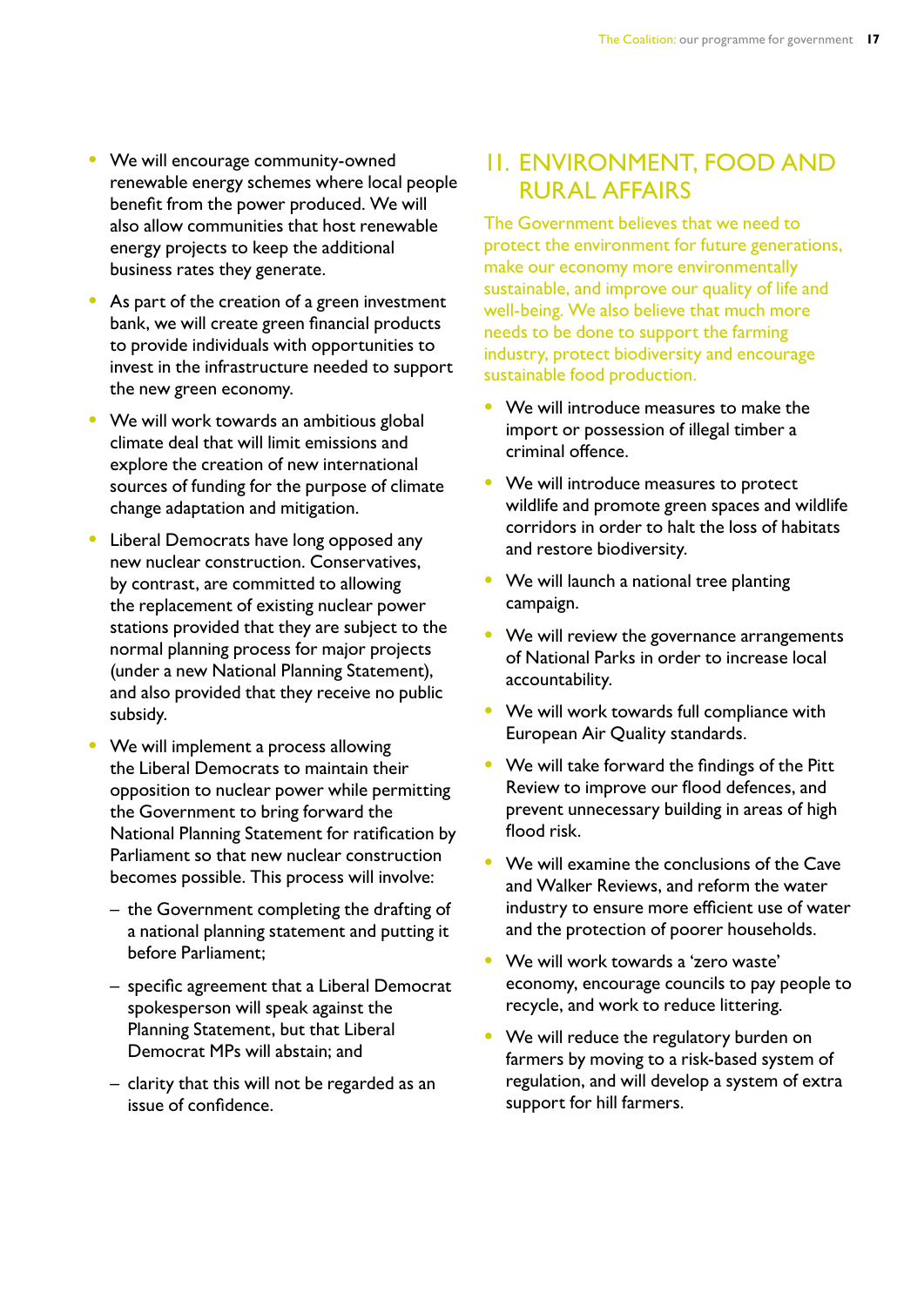- We will encourage community-owned renewable energy schemes where local people benefit from the power produced. We will also allow communities that host renewable energy projects to keep the additional business rates they generate.
- As part of the creation of a green investment bank, we will create green financial products to provide individuals with opportunities to invest in the infrastructure needed to support the new green economy.
- We will work towards an ambitious global climate deal that will limit emissions and explore the creation of new international sources of funding for the purpose of climate change adaptation and mitigation.
- Liberal Democrats have long opposed any new nuclear construction. Conservatives, by contrast, are committed to allowing the replacement of existing nuclear power stations provided that they are subject to the normal planning process for major projects (under a new National Planning Statement), and also provided that they receive no public subsidy.
- We will implement a process allowing the Liberal Democrats to maintain their opposition to nuclear power while permitting the Government to bring forward the National Planning Statement for ratification by Parliament so that new nuclear construction becomes possible. This process will involve:
  - the Government completing the drafting of a national planning statement and putting it before Parliament;
  - specific agreement that a Liberal Democrat spokesperson will speak against the Planning Statement, but that Liberal Democrat MPs will abstain; and
  - clarity that this will not be regarded as an issue of confidence.

## 11. ENVIRONMENT, FOOD AND RURAL AFFAIRS

The Government believes that we need to protect the environment for future generations, make our economy more environmentally sustainable, and improve our quality of life and well-being. We also believe that much more needs to be done to support the farming industry, protect biodiversity and encourage sustainable food production.

- We will introduce measures to make the import or possession of illegal timber a criminal offence.
- We will introduce measures to protect wildlife and promote green spaces and wildlife corridors in order to halt the loss of habitats and restore biodiversity.
- We will launch a national tree planting campaign.
- We will review the governance arrangements of National Parks in order to increase local accountability.
- We will work towards full compliance with European Air Quality standards.
- We will take forward the findings of the Pitt Review to improve our flood defences, and prevent unnecessary building in areas of high flood risk.
- We will examine the conclusions of the Cave and Walker Reviews, and reform the water industry to ensure more efficient use of water and the protection of poorer households.
- We will work towards a 'zero waste' economy, encourage councils to pay people to recycle, and work to reduce littering.
- We will reduce the regulatory burden on farmers by moving to a risk-based system of regulation, and will develop a system of extra support for hill farmers.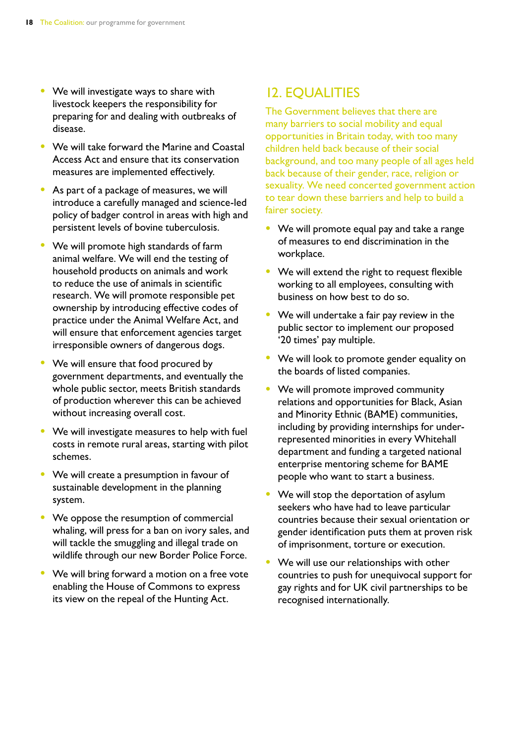- We will investigate ways to share with livestock keepers the responsibility for preparing for and dealing with outbreaks of disease.
- We will take forward the Marine and Coastal Access Act and ensure that its conservation measures are implemented effectively.
- As part of a package of measures, we will introduce a carefully managed and science-led policy of badger control in areas with high and persistent levels of bovine tuberculosis.
- We will promote high standards of farm animal welfare. We will end the testing of household products on animals and work to reduce the use of animals in scientific research. We will promote responsible pet ownership by introducing effective codes of practice under the Animal Welfare Act, and will ensure that enforcement agencies target irresponsible owners of dangerous dogs.
- We will ensure that food procured by government departments, and eventually the whole public sector, meets British standards of production wherever this can be achieved without increasing overall cost.
- We will investigate measures to help with fuel costs in remote rural areas, starting with pilot schemes.
- We will create a presumption in favour of sustainable development in the planning system.
- We oppose the resumption of commercial whaling, will press for a ban on ivory sales, and will tackle the smuggling and illegal trade on wildlife through our new Border Police Force.
- We will bring forward a motion on a free vote enabling the House of Commons to express its view on the repeal of the Hunting Act.

## 12. EQUALITIES

The Government believes that there are many barriers to social mobility and equal opportunities in Britain today, with too many children held back because of their social background, and too many people of all ages held back because of their gender, race, religion or sexuality. We need concerted government action to tear down these barriers and help to build a fairer society.

- We will promote equal pay and take a range of measures to end discrimination in the workplace.
- We will extend the right to request flexible working to all employees, consulting with business on how best to do so.
- We will undertake a fair pay review in the public sector to implement our proposed '20 times' pay multiple.
- We will look to promote gender equality on the boards of listed companies.
- We will promote improved community relations and opportunities for Black, Asian and Minority Ethnic (BAME) communities, including by providing internships for under-represented minorities in every Whitehall department and funding a targeted national enterprise mentoring scheme for BAME people who want to start a business.
- We will stop the deportation of asylum seekers who have had to leave particular countries because their sexual orientation or gender identification puts them at proven risk of imprisonment, torture or execution.
- We will use our relationships with other countries to push for unequivocal support for gay rights and for UK civil partnerships to be recognised internationally.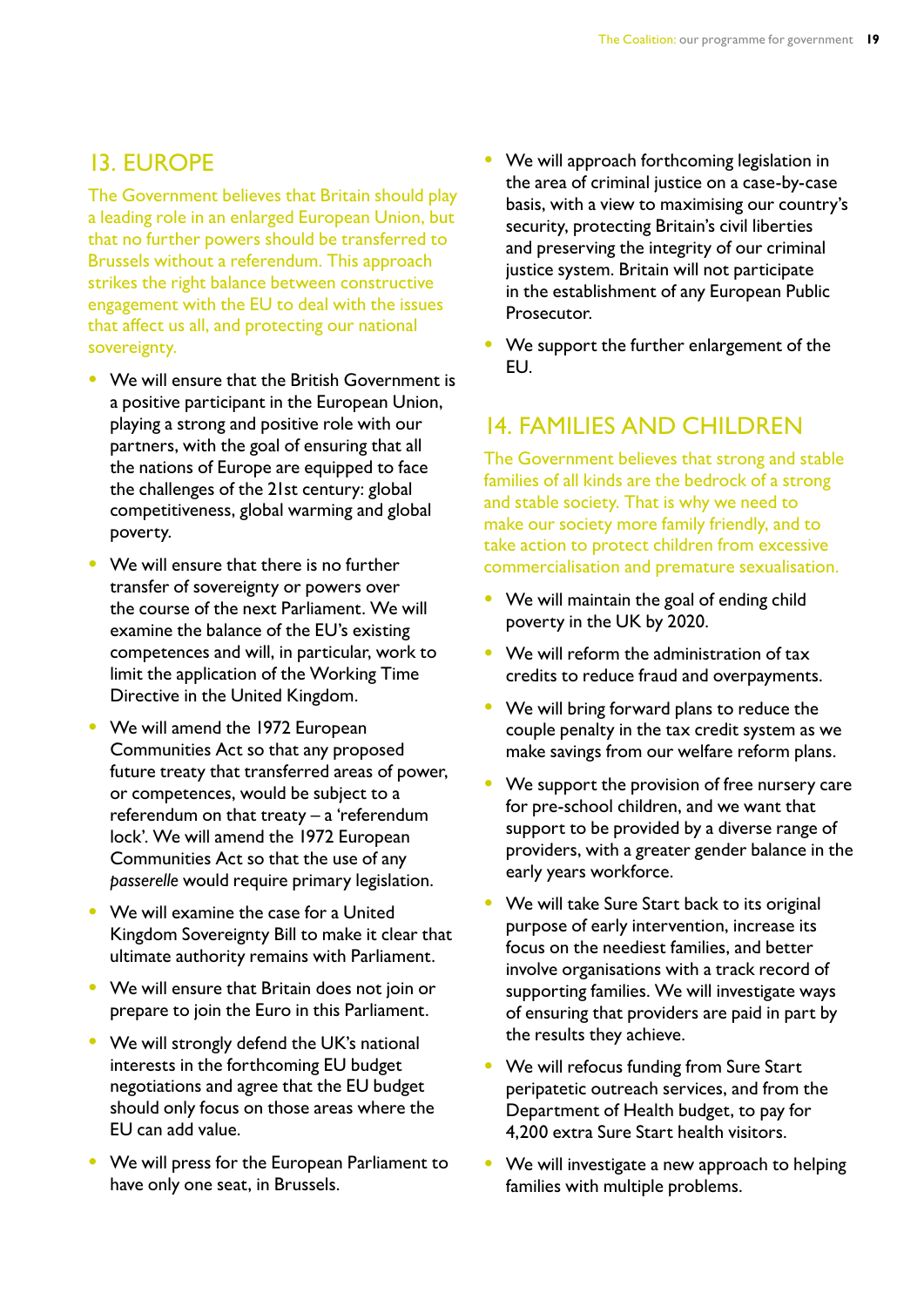## 13. EUROPE

The Government believes that Britain should play a leading role in an enlarged European Union, but that no further powers should be transferred to Brussels without a referendum. This approach strikes the right balance between constructive engagement with the EU to deal with the issues that affect us all, and protecting our national sovereignty.

- We will ensure that the British Government is a positive participant in the European Union, playing a strong and positive role with our partners, with the goal of ensuring that all the nations of Europe are equipped to face the challenges of the 21st century: global competitiveness, global warming and global poverty.
- We will ensure that there is no further transfer of sovereignty or powers over the course of the next Parliament. We will examine the balance of the EU's existing competences and will, in particular, work to limit the application of the Working Time Directive in the United Kingdom.
- We will amend the 1972 European Communities Act so that any proposed future treaty that transferred areas of power, or competences, would be subject to a referendum on that treaty – a 'referendum lock'. We will amend the 1972 European Communities Act so that the use of any *passerelle* would require primary legislation.
- We will examine the case for a United Kingdom Sovereignty Bill to make it clear that ultimate authority remains with Parliament.
- We will ensure that Britain does not join or prepare to join the Euro in this Parliament.
- We will strongly defend the UK's national interests in the forthcoming EU budget negotiations and agree that the EU budget should only focus on those areas where the EU can add value.
- We will press for the European Parliament to have only one seat, in Brussels.
- We will approach forthcoming legislation in the area of criminal justice on a case-by-case basis, with a view to maximising our country's security, protecting Britain's civil liberties and preserving the integrity of our criminal justice system. Britain will not participate in the establishment of any European Public Prosecutor.
- We support the further enlargement of the EU.

## 14. FAMILIES AND CHILDREN

The Government believes that strong and stable families of all kinds are the bedrock of a strong and stable society. That is why we need to make our society more family friendly, and to take action to protect children from excessive commercialisation and premature sexualisation.

- We will maintain the goal of ending child poverty in the UK by 2020.
- We will reform the administration of tax credits to reduce fraud and overpayments.
- We will bring forward plans to reduce the couple penalty in the tax credit system as we make savings from our welfare reform plans.
- We support the provision of free nursery care for pre-school children, and we want that support to be provided by a diverse range of providers, with a greater gender balance in the early years workforce.
- We will take Sure Start back to its original purpose of early intervention, increase its focus on the neediest families, and better involve organisations with a track record of supporting families. We will investigate ways of ensuring that providers are paid in part by the results they achieve.
- We will refocus funding from Sure Start peripatetic outreach services, and from the Department of Health budget, to pay for 4,200 extra Sure Start health visitors.
- We will investigate a new approach to helping families with multiple problems.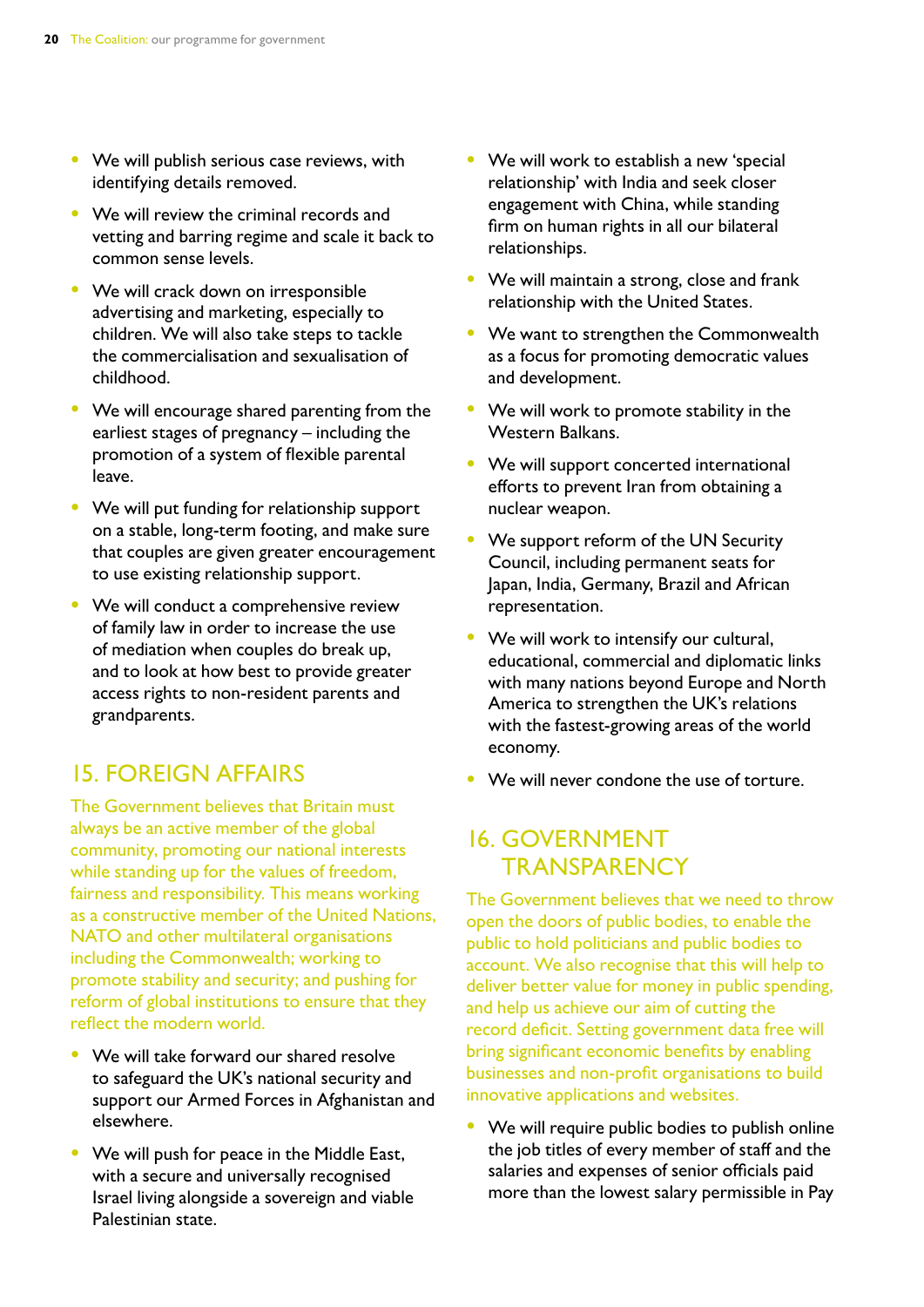- We will publish serious case reviews, with identifying details removed.
- We will review the criminal records and vetting and barring regime and scale it back to common sense levels.
- We will crack down on irresponsible advertising and marketing, especially to children. We will also take steps to tackle the commercialisation and sexualisation of childhood.
- We will encourage shared parenting from the earliest stages of pregnancy – including the promotion of a system of flexible parental leave.
- We will put funding for relationship support on a stable, long-term footing, and make sure that couples are given greater encouragement to use existing relationship support.
- We will conduct a comprehensive review of family law in order to increase the use of mediation when couples do break up, and to look at how best to provide greater access rights to non-resident parents and grandparents.

## 15. FOREIGN AFFAIRS

The Government believes that Britain must always be an active member of the global community, promoting our national interests while standing up for the values of freedom, fairness and responsibility. This means working as a constructive member of the United Nations, NATO and other multilateral organisations including the Commonwealth; working to promote stability and security; and pushing for reform of global institutions to ensure that they reflect the modern world.

- We will take forward our shared resolve to safeguard the UK's national security and support our Armed Forces in Afghanistan and elsewhere.
- We will push for peace in the Middle East, with a secure and universally recognised Israel living alongside a sovereign and viable Palestinian state.
- We will work to establish a new 'special relationship' with India and seek closer engagement with China, while standing firm on human rights in all our bilateral relationships.
- We will maintain a strong, close and frank relationship with the United States.
- We want to strengthen the Commonwealth as a focus for promoting democratic values and development.
- We will work to promote stability in the Western Balkans.
- We will support concerted international efforts to prevent Iran from obtaining a nuclear weapon.
- We support reform of the UN Security Council, including permanent seats for Japan, India, Germany, Brazil and African representation.
- We will work to intensify our cultural, educational, commercial and diplomatic links with many nations beyond Europe and North America to strengthen the UK's relations with the fastest-growing areas of the world economy.
- We will never condone the use of torture.

## 16. GOVERNMENT TRANSPARENCY

The Government believes that we need to throw open the doors of public bodies, to enable the public to hold politicians and public bodies to account. We also recognise that this will help to deliver better value for money in public spending, and help us achieve our aim of cutting the record deficit. Setting government data free will bring significant economic benefits by enabling businesses and non-profit organisations to build innovative applications and websites.

- We will require public bodies to publish online the job titles of every member of staff and the salaries and expenses of senior officials paid more than the lowest salary permissible in Pay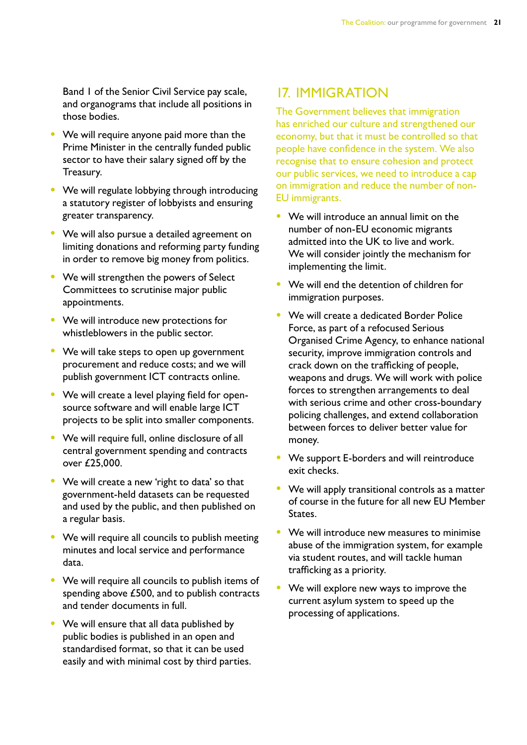Band 1 of the Senior Civil Service pay scale, and organograms that include all positions in those bodies.

- We will require anyone paid more than the Prime Minister in the centrally funded public sector to have their salary signed off by the Treasury.
- We will regulate lobbying through introducing a statutory register of lobbyists and ensuring greater transparency.
- We will also pursue a detailed agreement on limiting donations and reforming party funding in order to remove big money from politics.
- We will strengthen the powers of Select Committees to scrutinise major public appointments.
- We will introduce new protections for whistleblowers in the public sector.
- We will take steps to open up government procurement and reduce costs; and we will publish government ICT contracts online.
- We will create a level playing field for open-source software and will enable large ICT projects to be split into smaller components.
- We will require full, online disclosure of all central government spending and contracts over £25,000.
- We will create a new 'right to data' so that government-held datasets can be requested and used by the public, and then published on a regular basis.
- We will require all councils to publish meeting minutes and local service and performance data.
- We will require all councils to publish items of spending above £500, and to publish contracts and tender documents in full.
- We will ensure that all data published by public bodies is published in an open and standardised format, so that it can be used easily and with minimal cost by third parties.

## 17. IMMIGRATION

The Government believes that immigration has enriched our culture and strengthened our economy, but that it must be controlled so that people have confidence in the system. We also recognise that to ensure cohesion and protect our public services, we need to introduce a cap on immigration and reduce the number of non-EU immigrants.

- We will introduce an annual limit on the number of non-EU economic migrants admitted into the UK to live and work. We will consider jointly the mechanism for implementing the limit.
- We will end the detention of children for immigration purposes.
- We will create a dedicated Border Police Force, as part of a refocused Serious Organised Crime Agency, to enhance national security, improve immigration controls and crack down on the trafficking of people, weapons and drugs. We will work with police forces to strengthen arrangements to deal with serious crime and other cross-boundary policing challenges, and extend collaboration between forces to deliver better value for money.
- We support E-borders and will reintroduce exit checks.
- We will apply transitional controls as a matter of course in the future for all new EU Member States.
- We will introduce new measures to minimise abuse of the immigration system, for example via student routes, and will tackle human trafficking as a priority.
- We will explore new ways to improve the current asylum system to speed up the processing of applications.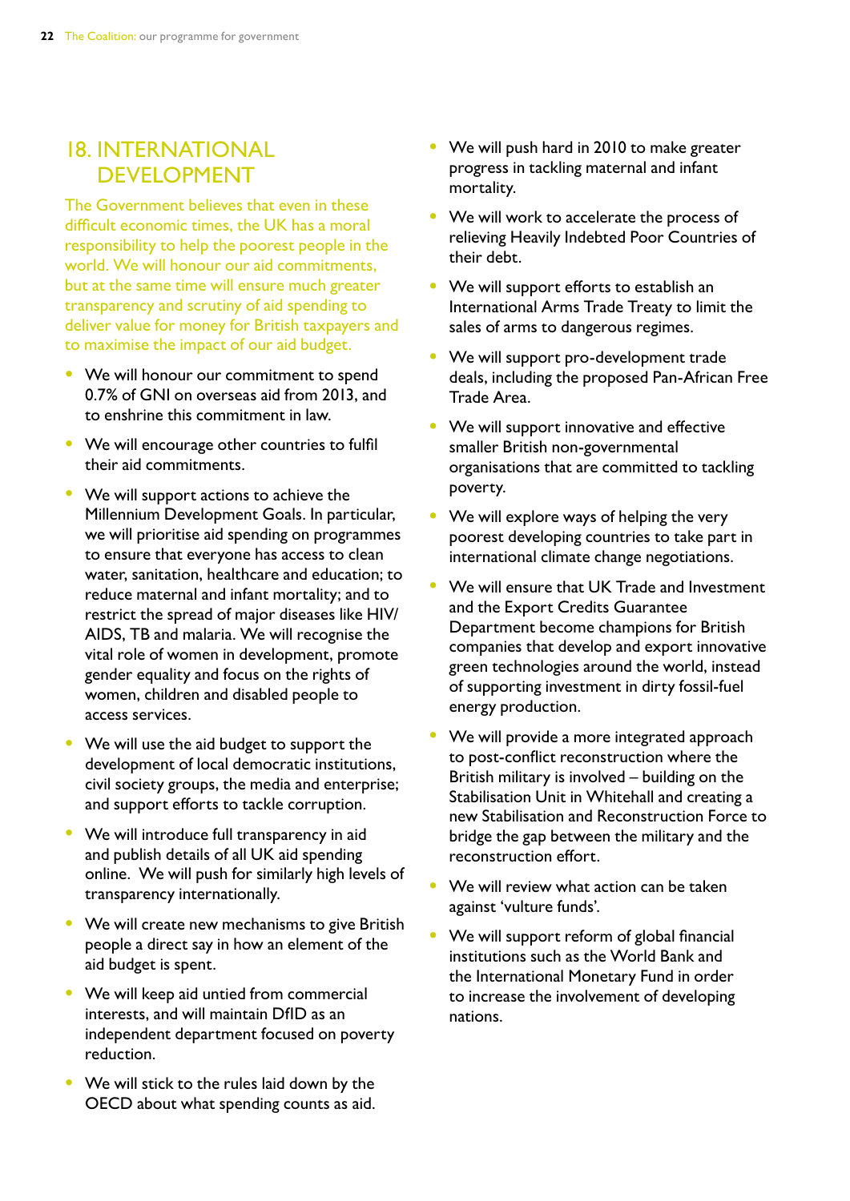## 18. INTERNATIONAL DEVELOPMENT

The Government believes that even in these difficult economic times, the UK has a moral responsibility to help the poorest people in the world. We will honour our aid commitments, but at the same time will ensure much greater transparency and scrutiny of aid spending to deliver value for money for British taxpayers and to maximise the impact of our aid budget.

- We will honour our commitment to spend 0.7% of GNI on overseas aid from 2013, and to enshrine this commitment in law.
- We will encourage other countries to fulfil their aid commitments.
- We will support actions to achieve the Millennium Development Goals. In particular, we will prioritise aid spending on programmes to ensure that everyone has access to clean water, sanitation, healthcare and education; to reduce maternal and infant mortality; and to restrict the spread of major diseases like HIV/AIDS, TB and malaria. We will recognise the vital role of women in development, promote gender equality and focus on the rights of women, children and disabled people to access services.
- We will use the aid budget to support the development of local democratic institutions, civil society groups, the media and enterprise; and support efforts to tackle corruption.
- We will introduce full transparency in aid and publish details of all UK aid spending online. We will push for similarly high levels of transparency internationally.
- We will create new mechanisms to give British people a direct say in how an element of the aid budget is spent.
- We will keep aid untied from commercial interests, and will maintain DfID as an independent department focused on poverty reduction.
- We will stick to the rules laid down by the OECD about what spending counts as aid.
- We will push hard in 2010 to make greater progress in tackling maternal and infant mortality.
- We will work to accelerate the process of relieving Heavily Indebted Poor Countries of their debt.
- We will support efforts to establish an International Arms Trade Treaty to limit the sales of arms to dangerous regimes.
- We will support pro-development trade deals, including the proposed Pan-African Free Trade Area.
- We will support innovative and effective smaller British non-governmental organisations that are committed to tackling poverty.
- We will explore ways of helping the very poorest developing countries to take part in international climate change negotiations.
- We will ensure that UK Trade and Investment and the Export Credits Guarantee Department become champions for British companies that develop and export innovative green technologies around the world, instead of supporting investment in dirty fossil-fuel energy production.
- We will provide a more integrated approach to post-conflict reconstruction where the British military is involved – building on the Stabilisation Unit in Whitehall and creating a new Stabilisation and Reconstruction Force to bridge the gap between the military and the reconstruction effort.
- We will review what action can be taken against 'vulture funds'.
- We will support reform of global financial institutions such as the World Bank and the International Monetary Fund in order to increase the involvement of developing nations.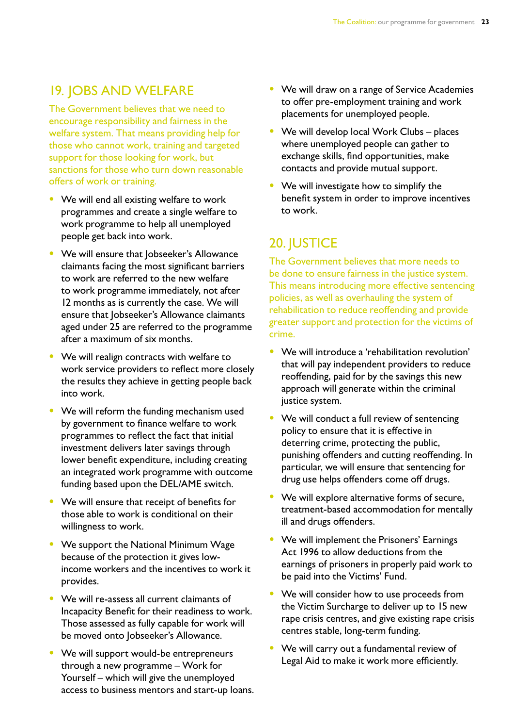## 19. JOBS AND WELFARE

The Government believes that we need to encourage responsibility and fairness in the welfare system. That means providing help for those who cannot work, training and targeted support for those looking for work, but sanctions for those who turn down reasonable offers of work or training.

- We will end all existing welfare to work programmes and create a single welfare to work programme to help all unemployed people get back into work.
- We will ensure that Jobseeker's Allowance claimants facing the most significant barriers to work are referred to the new welfare to work programme immediately, not after 12 months as is currently the case. We will ensure that Jobseeker's Allowance claimants aged under 25 are referred to the programme after a maximum of six months.
- We will realign contracts with welfare to work service providers to reflect more closely the results they achieve in getting people back into work.
- We will reform the funding mechanism used by government to finance welfare to work programmes to reflect the fact that initial investment delivers later savings through lower benefit expenditure, including creating an integrated work programme with outcome funding based upon the DEL/AME switch.
- We will ensure that receipt of benefits for those able to work is conditional on their willingness to work.
- We support the National Minimum Wage because of the protection it gives low-income workers and the incentives to work it provides.
- We will re-assess all current claimants of Incapacity Benefit for their readiness to work. Those assessed as fully capable for work will be moved onto Jobseeker's Allowance.
- We will support would-be entrepreneurs through a new programme – Work for Yourself – which will give the unemployed access to business mentors and start-up loans.
- We will draw on a range of Service Academies to offer pre-employment training and work placements for unemployed people.
- We will develop local Work Clubs – places where unemployed people can gather to exchange skills, find opportunities, make contacts and provide mutual support.
- We will investigate how to simplify the benefit system in order to improve incentives to work.

## 20. JUSTICE

The Government believes that more needs to be done to ensure fairness in the justice system. This means introducing more effective sentencing policies, as well as overhauling the system of rehabilitation to reduce reoffending and provide greater support and protection for the victims of crime.

- We will introduce a 'rehabilitation revolution' that will pay independent providers to reduce reoffending, paid for by the savings this new approach will generate within the criminal justice system.
- We will conduct a full review of sentencing policy to ensure that it is effective in deterring crime, protecting the public, punishing offenders and cutting reoffending. In particular, we will ensure that sentencing for drug use helps offenders come off drugs.
- We will explore alternative forms of secure, treatment-based accommodation for mentally ill and drugs offenders.
- We will implement the Prisoners' Earnings Act 1996 to allow deductions from the earnings of prisoners in properly paid work to be paid into the Victims' Fund.
- We will consider how to use proceeds from the Victim Surcharge to deliver up to 15 new rape crisis centres, and give existing rape crisis centres stable, long-term funding.
- We will carry out a fundamental review of Legal Aid to make it work more efficiently.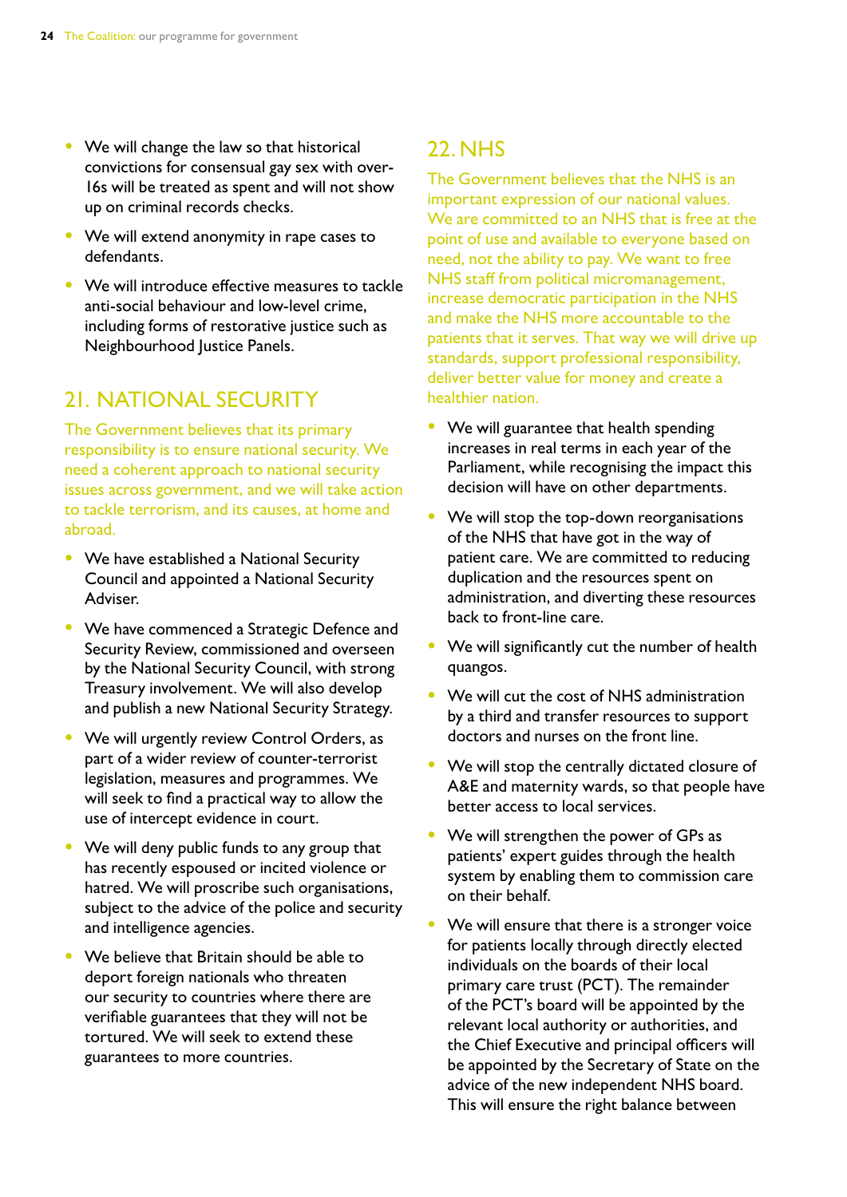- We will change the law so that historical convictions for consensual gay sex with over-16s will be treated as spent and will not show up on criminal records checks.
- We will extend anonymity in rape cases to defendants.
- We will introduce effective measures to tackle anti-social behaviour and low-level crime, including forms of restorative justice such as Neighbourhood Justice Panels.

## 21. NATIONAL SECURITY

The Government believes that its primary responsibility is to ensure national security. We need a coherent approach to national security issues across government, and we will take action to tackle terrorism, and its causes, at home and abroad.

- We have established a National Security Council and appointed a National Security Adviser.
- We have commenced a Strategic Defence and Security Review, commissioned and overseen by the National Security Council, with strong Treasury involvement. We will also develop and publish a new National Security Strategy.
- We will urgently review Control Orders, as part of a wider review of counter-terrorist legislation, measures and programmes. We will seek to find a practical way to allow the use of intercept evidence in court.
- We will deny public funds to any group that has recently espoused or incited violence or hatred. We will proscribe such organisations, subject to the advice of the police and security and intelligence agencies.
- We believe that Britain should be able to deport foreign nationals who threaten our security to countries where there are verifiable guarantees that they will not be tortured. We will seek to extend these guarantees to more countries.

## 22. NHS

The Government believes that the NHS is an important expression of our national values. We are committed to an NHS that is free at the point of use and available to everyone based on need, not the ability to pay. We want to free NHS staff from political micromanagement, increase democratic participation in the NHS and make the NHS more accountable to the patients that it serves. That way we will drive up standards, support professional responsibility, deliver better value for money and create a healthier nation.

- We will guarantee that health spending increases in real terms in each year of the Parliament, while recognising the impact this decision will have on other departments.
- We will stop the top-down reorganisations of the NHS that have got in the way of patient care. We are committed to reducing duplication and the resources spent on administration, and diverting these resources back to front-line care.
- We will significantly cut the number of health quangos.
- We will cut the cost of NHS administration by a third and transfer resources to support doctors and nurses on the front line.
- We will stop the centrally dictated closure of A&E and maternity wards, so that people have better access to local services.
- We will strengthen the power of GPs as patients' expert guides through the health system by enabling them to commission care on their behalf.
- We will ensure that there is a stronger voice for patients locally through directly elected individuals on the boards of their local primary care trust (PCT). The remainder of the PCT's board will be appointed by the relevant local authority or authorities, and the Chief Executive and principal officers will be appointed by the Secretary of State on the advice of the new independent NHS board. This will ensure the right balance between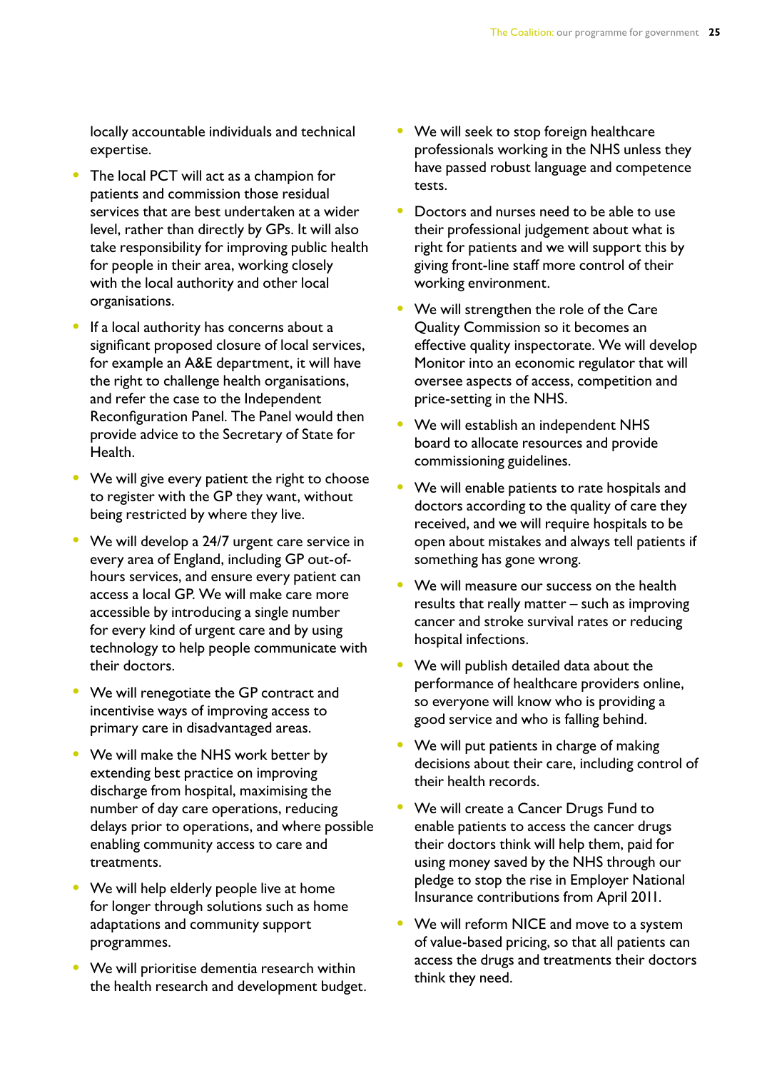locally accountable individuals and technical expertise.

- The local PCT will act as a champion for patients and commission those residual services that are best undertaken at a wider level, rather than directly by GPs. It will also take responsibility for improving public health for people in their area, working closely with the local authority and other local organisations.
- If a local authority has concerns about a significant proposed closure of local services, for example an A&E department, it will have the right to challenge health organisations, and refer the case to the Independent Reconfiguration Panel. The Panel would then provide advice to the Secretary of State for Health.
- We will give every patient the right to choose to register with the GP they want, without being restricted by where they live.
- We will develop a 24/7 urgent care service in every area of England, including GP out-of-hours services, and ensure every patient can access a local GP. We will make care more accessible by introducing a single number for every kind of urgent care and by using technology to help people communicate with their doctors.
- We will renegotiate the GP contract and incentivise ways of improving access to primary care in disadvantaged areas.
- We will make the NHS work better by extending best practice on improving discharge from hospital, maximising the number of day care operations, reducing delays prior to operations, and where possible enabling community access to care and treatments.
- We will help elderly people live at home for longer through solutions such as home adaptations and community support programmes.
- We will prioritise dementia research within the health research and development budget.
- We will seek to stop foreign healthcare professionals working in the NHS unless they have passed robust language and competence tests.
- Doctors and nurses need to be able to use their professional judgement about what is right for patients and we will support this by giving front-line staff more control of their working environment.
- We will strengthen the role of the Care Quality Commission so it becomes an effective quality inspectorate. We will develop Monitor into an economic regulator that will oversee aspects of access, competition and price-setting in the NHS.
- We will establish an independent NHS board to allocate resources and provide commissioning guidelines.
- We will enable patients to rate hospitals and doctors according to the quality of care they received, and we will require hospitals to be open about mistakes and always tell patients if something has gone wrong.
- We will measure our success on the health results that really matter – such as improving cancer and stroke survival rates or reducing hospital infections.
- We will publish detailed data about the performance of healthcare providers online, so everyone will know who is providing a good service and who is falling behind.
- We will put patients in charge of making decisions about their care, including control of their health records.
- We will create a Cancer Drugs Fund to enable patients to access the cancer drugs their doctors think will help them, paid for using money saved by the NHS through our pledge to stop the rise in Employer National Insurance contributions from April 2011.
- We will reform NICE and move to a system of value-based pricing, so that all patients can access the drugs and treatments their doctors think they need.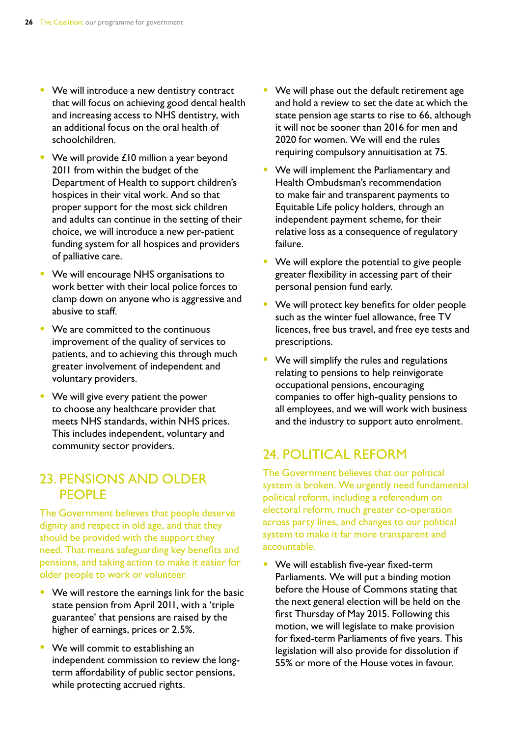- We will introduce a new dentistry contract that will focus on achieving good dental health and increasing access to NHS dentistry, with an additional focus on the oral health of schoolchildren.
- We will provide £10 million a year beyond 2011 from within the budget of the Department of Health to support children's hospices in their vital work. And so that proper support for the most sick children and adults can continue in the setting of their choice, we will introduce a new per-patient funding system for all hospices and providers of palliative care.
- We will encourage NHS organisations to work better with their local police forces to clamp down on anyone who is aggressive and abusive to staff.
- We are committed to the continuous improvement of the quality of services to patients, and to achieving this through much greater involvement of independent and voluntary providers.
- We will give every patient the power to choose any healthcare provider that meets NHS standards, within NHS prices. This includes independent, voluntary and community sector providers.

## 23. PENSIONS AND OLDER PEOPLE

The Government believes that people deserve dignity and respect in old age, and that they should be provided with the support they need. That means safeguarding key benefits and pensions, and taking action to make it easier for older people to work or volunteer.

- We will restore the earnings link for the basic state pension from April 2011, with a 'triple guarantee' that pensions are raised by the higher of earnings, prices or 2.5%.
- We will commit to establishing an independent commission to review the long-term affordability of public sector pensions, while protecting accrued rights.
- We will phase out the default retirement age and hold a review to set the date at which the state pension age starts to rise to 66, although it will not be sooner than 2016 for men and 2020 for women. We will end the rules requiring compulsory annuitisation at 75.
- We will implement the Parliamentary and Health Ombudsman's recommendation to make fair and transparent payments to Equitable Life policy holders, through an independent payment scheme, for their relative loss as a consequence of regulatory failure.
- We will explore the potential to give people greater flexibility in accessing part of their personal pension fund early.
- We will protect key benefits for older people such as the winter fuel allowance, free TV licences, free bus travel, and free eye tests and prescriptions.
- We will simplify the rules and regulations relating to pensions to help reinvigorate occupational pensions, encouraging companies to offer high-quality pensions to all employees, and we will work with business and the industry to support auto enrolment.

## 24. POLITICAL REFORM

The Government believes that our political system is broken. We urgently need fundamental political reform, including a referendum on electoral reform, much greater co-operation across party lines, and changes to our political system to make it far more transparent and accountable.

- We will establish five-year fixed-term Parliaments. We will put a binding motion before the House of Commons stating that the next general election will be held on the first Thursday of May 2015. Following this motion, we will legislate to make provision for fixed-term Parliaments of five years. This legislation will also provide for dissolution if 55% or more of the House votes in favour.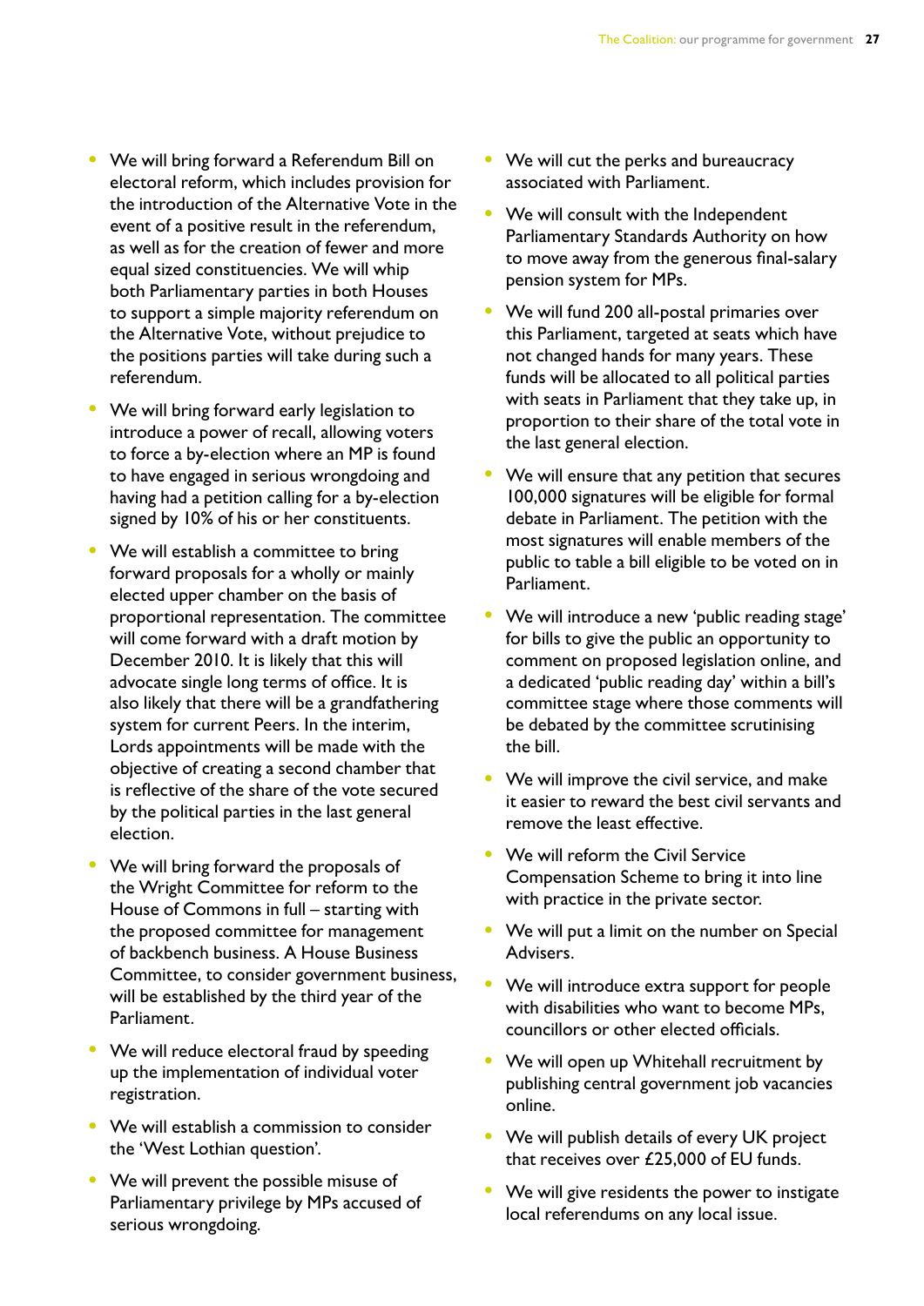- We will bring forward a Referendum Bill on electoral reform, which includes provision for the introduction of the Alternative Vote in the event of a positive result in the referendum, as well as for the creation of fewer and more equal sized constituencies. We will whip both Parliamentary parties in both Houses to support a simple majority referendum on the Alternative Vote, without prejudice to the positions parties will take during such a referendum.
- We will bring forward early legislation to introduce a power of recall, allowing voters to force a by-election where an MP is found to have engaged in serious wrongdoing and having had a petition calling for a by-election signed by 10% of his or her constituents.
- We will establish a committee to bring forward proposals for a wholly or mainly elected upper chamber on the basis of proportional representation. The committee will come forward with a draft motion by December 2010. It is likely that this will advocate single long terms of office. It is also likely that there will be a grandfathering system for current Peers. In the interim, Lords appointments will be made with the objective of creating a second chamber that is reflective of the share of the vote secured by the political parties in the last general election.
- We will bring forward the proposals of the Wright Committee for reform to the House of Commons in full – starting with the proposed committee for management of backbench business. A House Business Committee, to consider government business, will be established by the third year of the Parliament.
- We will reduce electoral fraud by speeding up the implementation of individual voter registration.
- We will establish a commission to consider the 'West Lothian question'.
- We will prevent the possible misuse of Parliamentary privilege by MPs accused of serious wrongdoing.
- We will cut the perks and bureaucracy associated with Parliament.
- We will consult with the Independent Parliamentary Standards Authority on how to move away from the generous final-salary pension system for MPs.
- We will fund 200 all-postal primaries over this Parliament, targeted at seats which have not changed hands for many years. These funds will be allocated to all political parties with seats in Parliament that they take up, in proportion to their share of the total vote in the last general election.
- We will ensure that any petition that secures 100,000 signatures will be eligible for formal debate in Parliament. The petition with the most signatures will enable members of the public to table a bill eligible to be voted on in Parliament.
- We will introduce a new 'public reading stage' for bills to give the public an opportunity to comment on proposed legislation online, and a dedicated 'public reading day' within a bill's committee stage where those comments will be debated by the committee scrutinising the bill.
- We will improve the civil service, and make it easier to reward the best civil servants and remove the least effective.
- We will reform the Civil Service Compensation Scheme to bring it into line with practice in the private sector.
- We will put a limit on the number on Special Advisers.
- We will introduce extra support for people with disabilities who want to become MPs, councillors or other elected officials.
- We will open up Whitehall recruitment by publishing central government job vacancies online.
- We will publish details of every UK project that receives over £25,000 of EU funds.
- We will give residents the power to instigate local referendums on any local issue.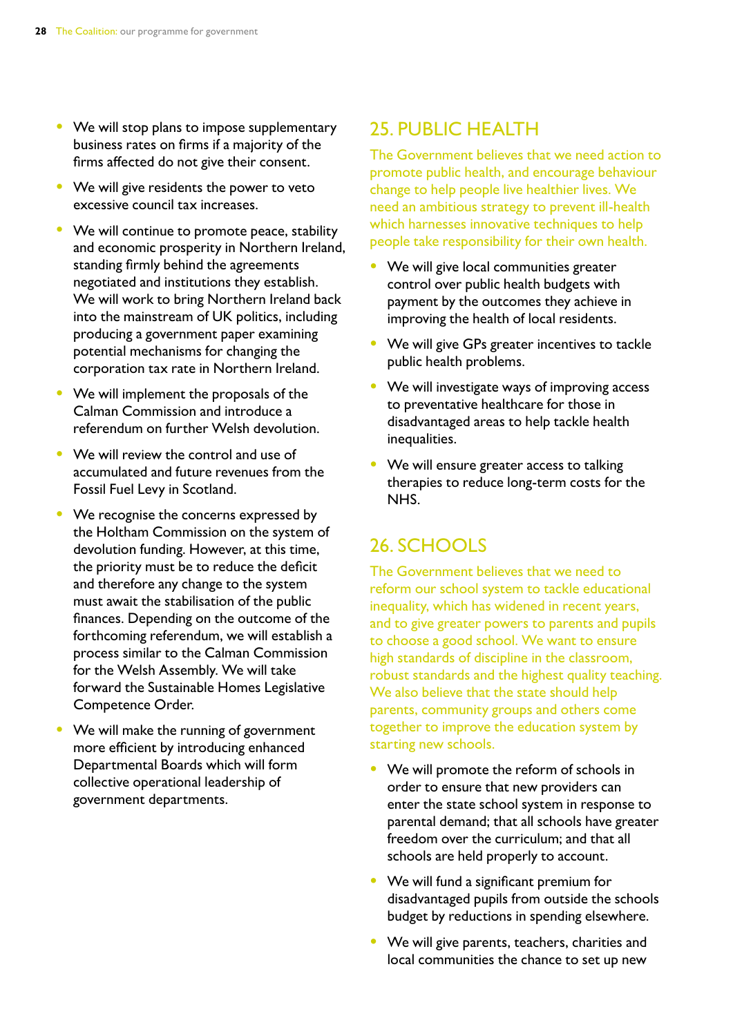- We will stop plans to impose supplementary business rates on firms if a majority of the firms affected do not give their consent.
- We will give residents the power to veto excessive council tax increases.
- We will continue to promote peace, stability and economic prosperity in Northern Ireland, standing firmly behind the agreements negotiated and institutions they establish. We will work to bring Northern Ireland back into the mainstream of UK politics, including producing a government paper examining potential mechanisms for changing the corporation tax rate in Northern Ireland.
- We will implement the proposals of the Calman Commission and introduce a referendum on further Welsh devolution.
- We will review the control and use of accumulated and future revenues from the Fossil Fuel Levy in Scotland.
- We recognise the concerns expressed by the Holtham Commission on the system of devolution funding. However, at this time, the priority must be to reduce the deficit and therefore any change to the system must await the stabilisation of the public finances. Depending on the outcome of the forthcoming referendum, we will establish a process similar to the Calman Commission for the Welsh Assembly. We will take forward the Sustainable Homes Legislative Competence Order.
- We will make the running of government more efficient by introducing enhanced Departmental Boards which will form collective operational leadership of government departments.

## 25. PUBLIC HEALTH

The Government believes that we need action to promote public health, and encourage behaviour change to help people live healthier lives. We need an ambitious strategy to prevent ill-health which harnesses innovative techniques to help people take responsibility for their own health.

- We will give local communities greater control over public health budgets with payment by the outcomes they achieve in improving the health of local residents.
- We will give GPs greater incentives to tackle public health problems.
- We will investigate ways of improving access to preventative healthcare for those in disadvantaged areas to help tackle health inequalities.
- We will ensure greater access to talking therapies to reduce long-term costs for the NHS.

## 26. SCHOOLS

The Government believes that we need to reform our school system to tackle educational inequality, which has widened in recent years, and to give greater powers to parents and pupils to choose a good school. We want to ensure high standards of discipline in the classroom, robust standards and the highest quality teaching. We also believe that the state should help parents, community groups and others come together to improve the education system by starting new schools.

- We will promote the reform of schools in order to ensure that new providers can enter the state school system in response to parental demand; that all schools have greater freedom over the curriculum; and that all schools are held properly to account.
- We will fund a significant premium for disadvantaged pupils from outside the schools budget by reductions in spending elsewhere.
- We will give parents, teachers, charities and local communities the chance to set up new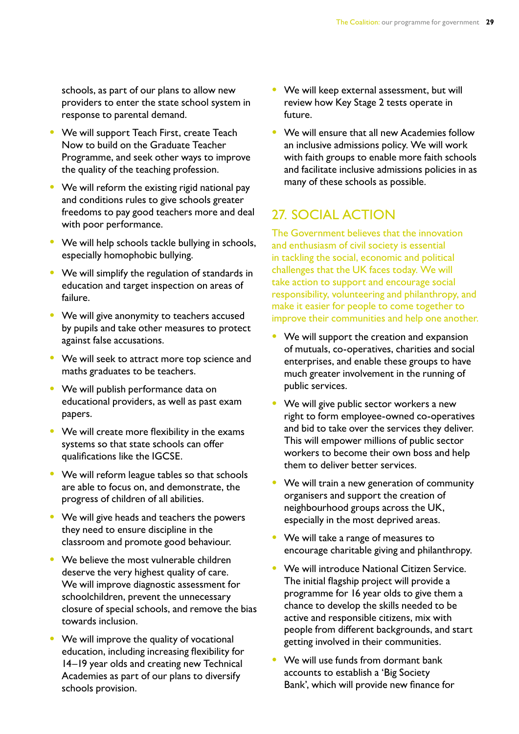schools, as part of our plans to allow new providers to enter the state school system in response to parental demand.

- We will support Teach First, create Teach Now to build on the Graduate Teacher Programme, and seek other ways to improve the quality of the teaching profession.
- We will reform the existing rigid national pay and conditions rules to give schools greater freedoms to pay good teachers more and deal with poor performance.
- We will help schools tackle bullying in schools, especially homophobic bullying.
- We will simplify the regulation of standards in education and target inspection on areas of failure.
- We will give anonymity to teachers accused by pupils and take other measures to protect against false accusations.
- We will seek to attract more top science and maths graduates to be teachers.
- We will publish performance data on educational providers, as well as past exam papers.
- We will create more flexibility in the exams systems so that state schools can offer qualifications like the IGCSE.
- We will reform league tables so that schools are able to focus on, and demonstrate, the progress of children of all abilities.
- We will give heads and teachers the powers they need to ensure discipline in the classroom and promote good behaviour.
- We believe the most vulnerable children deserve the very highest quality of care. We will improve diagnostic assessment for schoolchildren, prevent the unnecessary closure of special schools, and remove the bias towards inclusion.
- We will improve the quality of vocational education, including increasing flexibility for 14–19 year olds and creating new Technical Academies as part of our plans to diversify schools provision.
- We will keep external assessment, but will review how Key Stage 2 tests operate in future.
- We will ensure that all new Academies follow an inclusive admissions policy. We will work with faith groups to enable more faith schools and facilitate inclusive admissions policies in as many of these schools as possible.

## 27. SOCIAL ACTION

The Government believes that the innovation and enthusiasm of civil society is essential in tackling the social, economic and political challenges that the UK faces today. We will take action to support and encourage social responsibility, volunteering and philanthropy, and make it easier for people to come together to improve their communities and help one another.

- We will support the creation and expansion of mutuals, co-operatives, charities and social enterprises, and enable these groups to have much greater involvement in the running of public services.
- We will give public sector workers a new right to form employee-owned co-operatives and bid to take over the services they deliver. This will empower millions of public sector workers to become their own boss and help them to deliver better services.
- We will train a new generation of community organisers and support the creation of neighbourhood groups across the UK, especially in the most deprived areas.
- We will take a range of measures to encourage charitable giving and philanthropy.
- We will introduce National Citizen Service. The initial flagship project will provide a programme for 16 year olds to give them a chance to develop the skills needed to be active and responsible citizens, mix with people from different backgrounds, and start getting involved in their communities.
- We will use funds from dormant bank accounts to establish a 'Big Society Bank', which will provide new finance for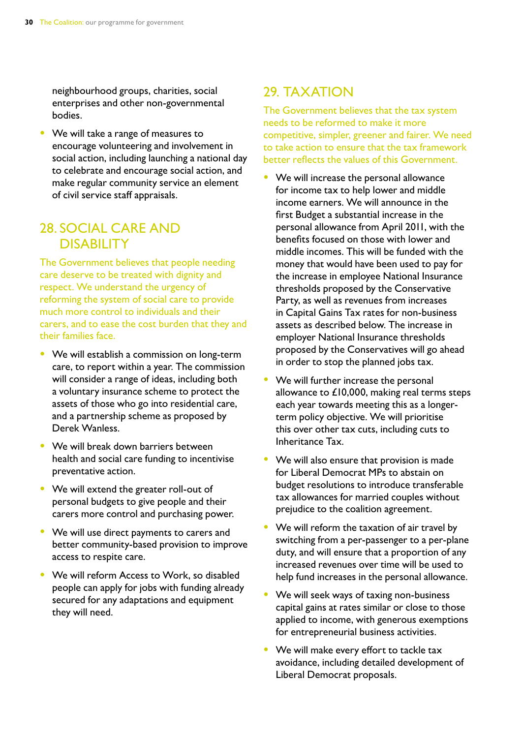neighbourhood groups, charities, social enterprises and other non-governmental bodies.

- We will take a range of measures to encourage volunteering and involvement in social action, including launching a national day to celebrate and encourage social action, and make regular community service an element of civil service staff appraisals.

## 28. SOCIAL CARE AND DISABILITY

The Government believes that people needing care deserve to be treated with dignity and respect. We understand the urgency of reforming the system of social care to provide much more control to individuals and their carers, and to ease the cost burden that they and their families face.

- We will establish a commission on long-term care, to report within a year. The commission will consider a range of ideas, including both a voluntary insurance scheme to protect the assets of those who go into residential care, and a partnership scheme as proposed by Derek Wanless.
- We will break down barriers between health and social care funding to incentivise preventative action.
- We will extend the greater roll-out of personal budgets to give people and their carers more control and purchasing power.
- We will use direct payments to carers and better community-based provision to improve access to respite care.
- We will reform Access to Work, so disabled people can apply for jobs with funding already secured for any adaptations and equipment they will need.

## 29. TAXATION

The Government believes that the tax system needs to be reformed to make it more competitive, simpler, greener and fairer. We need to take action to ensure that the tax framework better reflects the values of this Government.

- We will increase the personal allowance for income tax to help lower and middle income earners. We will announce in the first Budget a substantial increase in the personal allowance from April 2011, with the benefits focused on those with lower and middle incomes. This will be funded with the money that would have been used to pay for the increase in employee National Insurance thresholds proposed by the Conservative Party, as well as revenues from increases in Capital Gains Tax rates for non-business assets as described below. The increase in employer National Insurance thresholds proposed by the Conservatives will go ahead in order to stop the planned jobs tax.
- We will further increase the personal allowance to £10,000, making real terms steps each year towards meeting this as a longer-term policy objective. We will prioritise this over other tax cuts, including cuts to Inheritance Tax.
- We will also ensure that provision is made for Liberal Democrat MPs to abstain on budget resolutions to introduce transferable tax allowances for married couples without prejudice to the coalition agreement.
- We will reform the taxation of air travel by switching from a per-passenger to a per-plane duty, and will ensure that a proportion of any increased revenues over time will be used to help fund increases in the personal allowance.
- We will seek ways of taxing non-business capital gains at rates similar or close to those applied to income, with generous exemptions for entrepreneurial business activities.
- We will make every effort to tackle tax avoidance, including detailed development of Liberal Democrat proposals.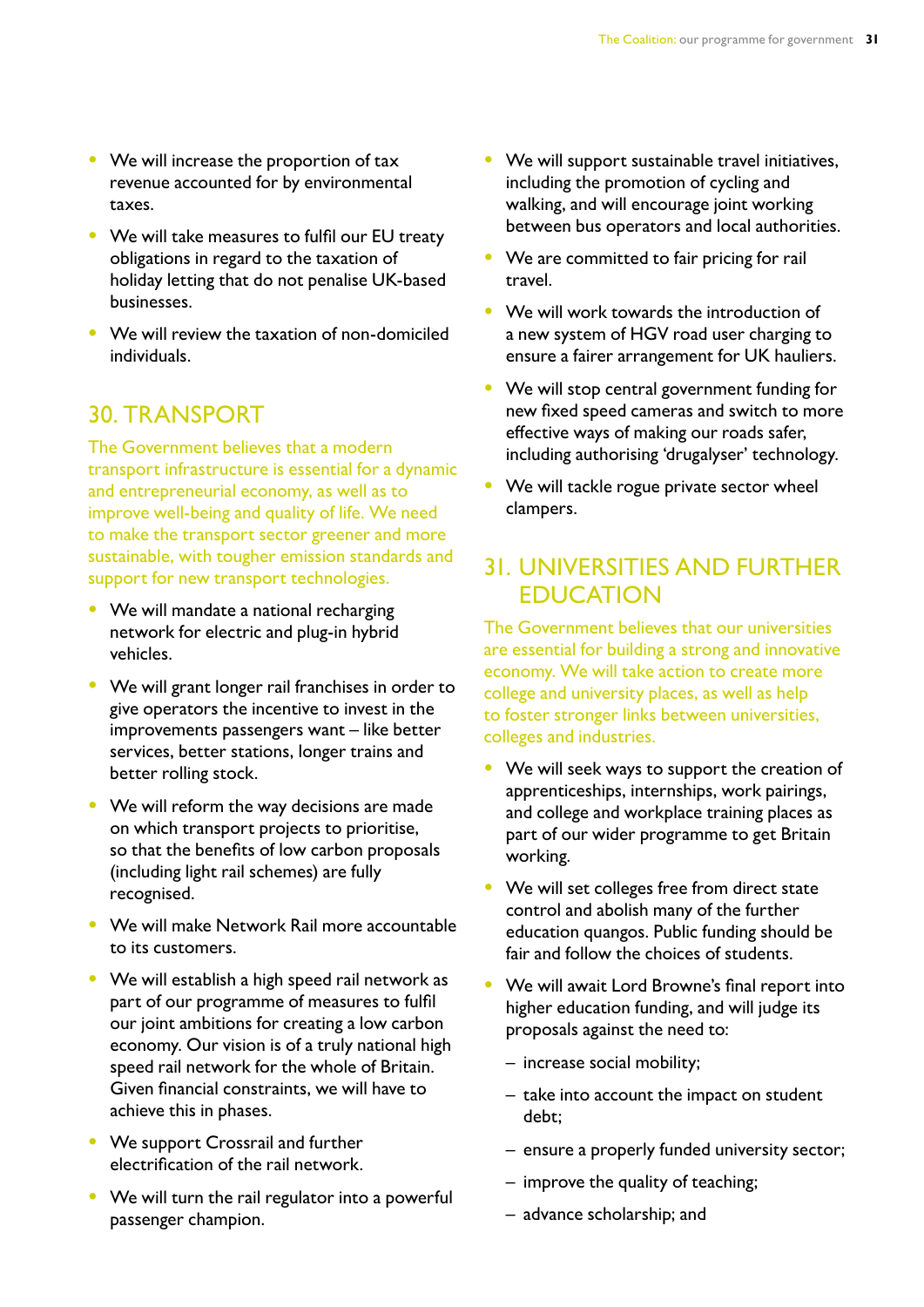- We will increase the proportion of tax revenue accounted for by environmental taxes.
- We will take measures to fulfil our EU treaty obligations in regard to the taxation of holiday letting that do not penalise UK-based businesses.
- We will review the taxation of non-domiciled individuals.

## 30. TRANSPORT

The Government believes that a modern transport infrastructure is essential for a dynamic and entrepreneurial economy, as well as to improve well-being and quality of life. We need to make the transport sector greener and more sustainable, with tougher emission standards and support for new transport technologies.

- We will mandate a national recharging network for electric and plug-in hybrid vehicles.
- We will grant longer rail franchises in order to give operators the incentive to invest in the improvements passengers want – like better services, better stations, longer trains and better rolling stock.
- We will reform the way decisions are made on which transport projects to prioritise, so that the benefits of low carbon proposals (including light rail schemes) are fully recognised.
- We will make Network Rail more accountable to its customers.
- We will establish a high speed rail network as part of our programme of measures to fulfil our joint ambitions for creating a low carbon economy. Our vision is of a truly national high speed rail network for the whole of Britain. Given financial constraints, we will have to achieve this in phases.
- We support Crossrail and further electrification of the rail network.
- We will turn the rail regulator into a powerful passenger champion.
- We will support sustainable travel initiatives, including the promotion of cycling and walking, and will encourage joint working between bus operators and local authorities.
- We are committed to fair pricing for rail travel.
- We will work towards the introduction of a new system of HGV road user charging to ensure a fairer arrangement for UK hauliers.
- We will stop central government funding for new fixed speed cameras and switch to more effective ways of making our roads safer, including authorising 'drugalyser' technology.
- We will tackle rogue private sector wheel clampers.

## 31. UNIVERSITIES AND FURTHER EDUCATION

The Government believes that our universities are essential for building a strong and innovative economy. We will take action to create more college and university places, as well as help to foster stronger links between universities, colleges and industries.

- We will seek ways to support the creation of apprenticeships, internships, work pairings, and college and workplace training places as part of our wider programme to get Britain working.
- We will set colleges free from direct state control and abolish many of the further education quangos. Public funding should be fair and follow the choices of students.
- We will await Lord Browne's final report into higher education funding, and will judge its proposals against the need to:
  - increase social mobility;
  - take into account the impact on student debt;
  - ensure a properly funded university sector;
  - improve the quality of teaching;
  - advance scholarship; and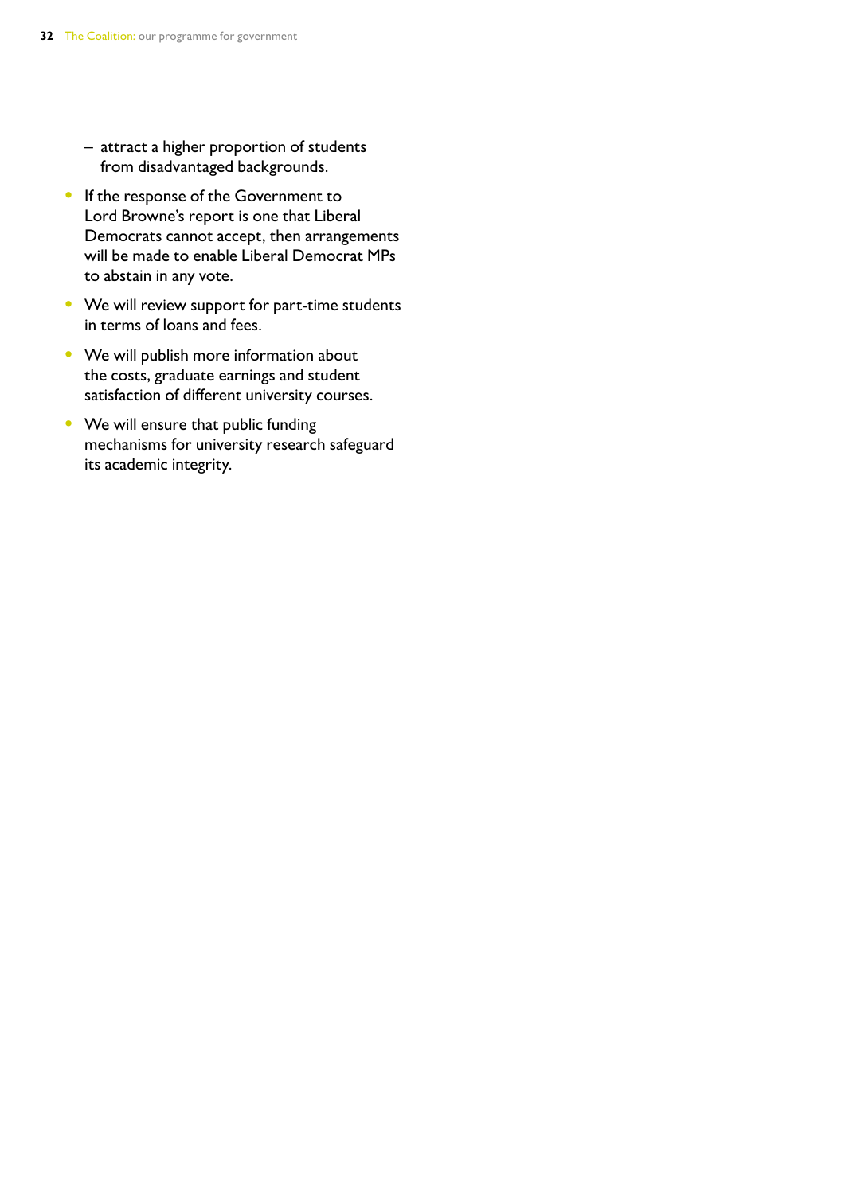- attract a higher proportion of students from disadvantaged backgrounds.

- If the response of the Government to Lord Browne's report is one that Liberal Democrats cannot accept, then arrangements will be made to enable Liberal Democrat MPs to abstain in any vote.

- We will review support for part-time students in terms of loans and fees.

- We will publish more information about the costs, graduate earnings and student satisfaction of different university courses.

- We will ensure that public funding mechanisms for university research safeguard its academic integrity.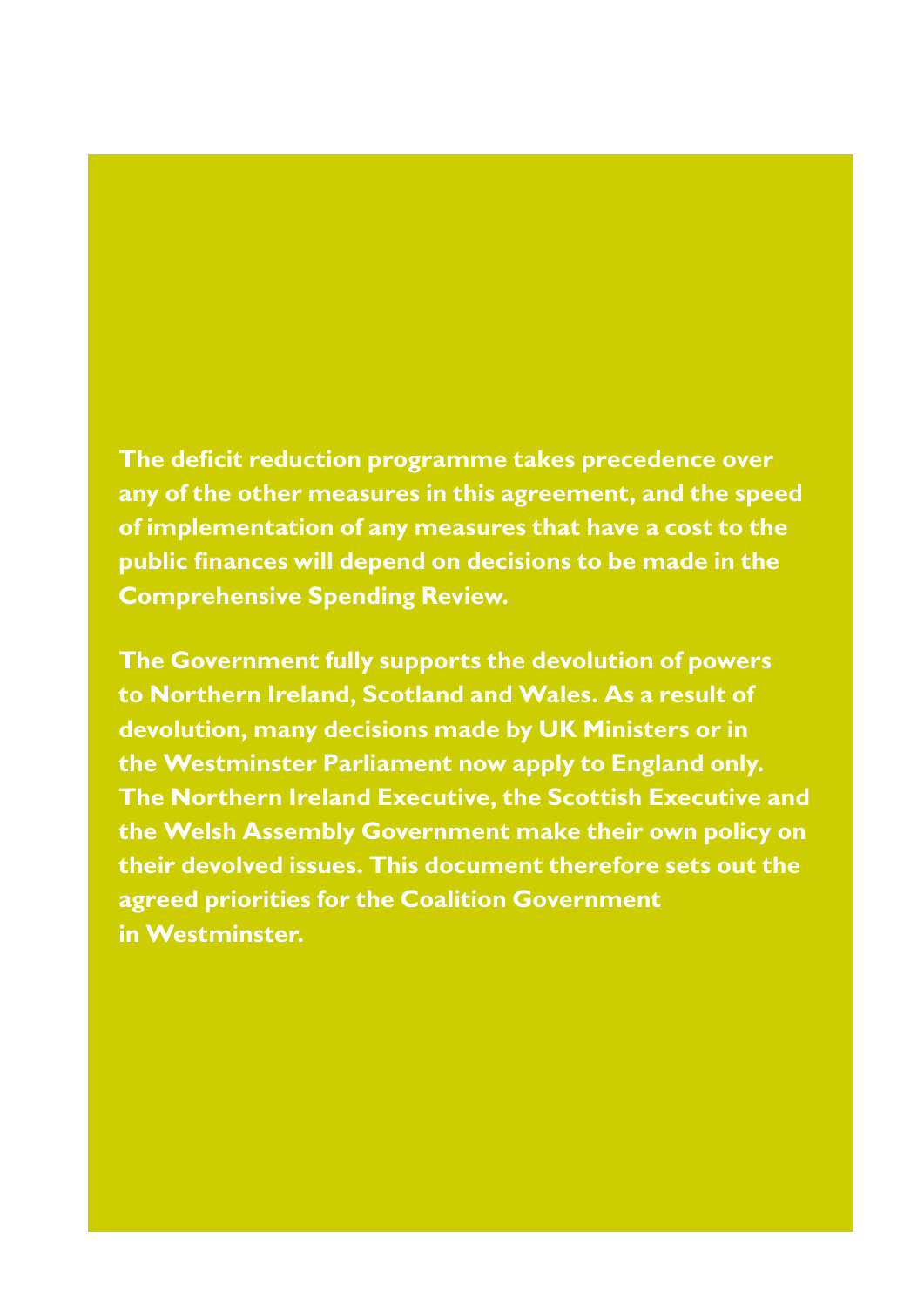**The deficit reduction programme takes precedence over any of the other measures in this agreement, and the speed of implementation of any measures that have a cost to the public finances will depend on decisions to be made in the Comprehensive Spending Review.**

**The Government fully supports the devolution of powers to Northern Ireland, Scotland and Wales. As a result of devolution, many decisions made by UK Ministers or in the Westminster Parliament now apply to England only. The Northern Ireland Executive, the Scottish Executive and the Welsh Assembly Government make their own policy on their devolved issues. This document therefore sets out the agreed priorities for the Coalition Government in Westminster.**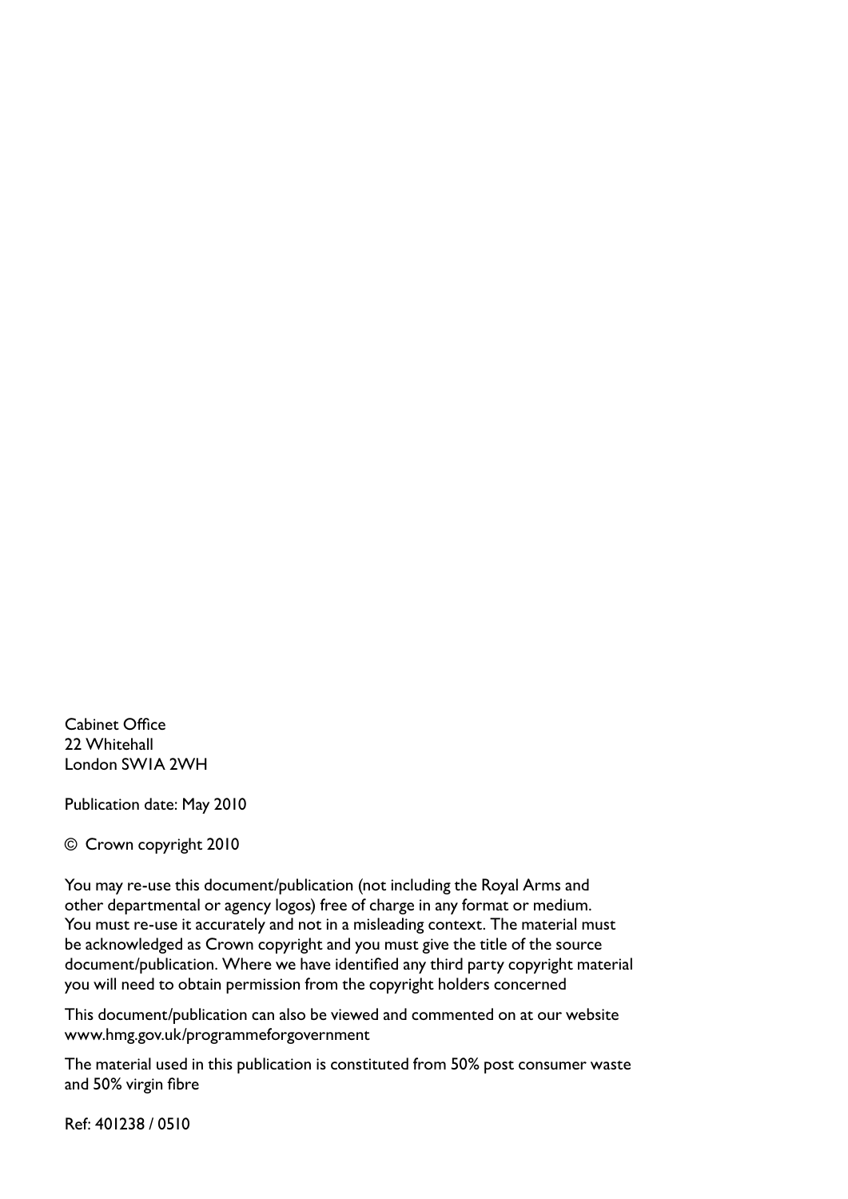Cabinet Office
22 Whitehall
London SW1A 2WH

Publication date: May 2010

© Crown copyright 2010

You may re-use this document/publication (not including the Royal Arms and other departmental or agency logos) free of charge in any format or medium. You must re-use it accurately and not in a misleading context. The material must be acknowledged as Crown copyright and you must give the title of the source document/publication. Where we have identified any third party copyright material you will need to obtain permission from the copyright holders concerned

This document/publication can also be viewed and commented on at our website www.hmg.gov.uk/programmeforgovernment

The material used in this publication is constituted from 50% post consumer waste and 50% virgin fibre

Ref: 401238 / 0510